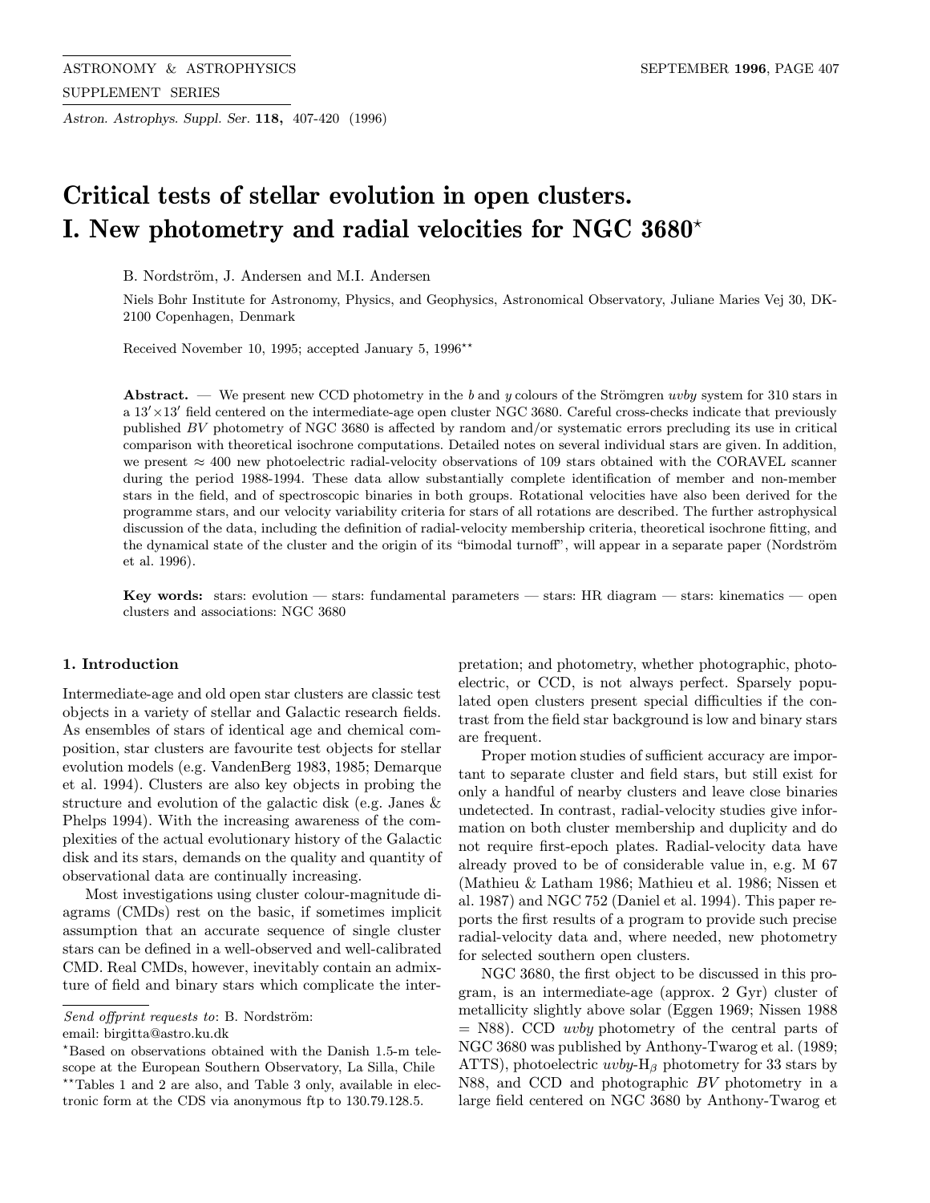# Critical tests of stellar evolution in open clusters. I. New photometry and radial velocities for NGC 3680*

B. Nordström, J. Andersen and M.I. Andersen

Niels Bohr Institute for Astronomy, Physics, and Geophysics, Astronomical Observatory, Juliane Maries Vej 30, DK-2100 Copenhagen, Denmark

Received November 10, 1995; accepted January 5, 1996**

**Abstract.** — We present new CCD photometry in the *b* and *y* colours of the Strömgren *uvby* system for 310 stars in a $13' \times 13'$ field centered on the intermediate-age open cluster NGC 3680. Careful cross-checks indicate that previously published *BV* photometry of NGC 3680 is affected by random and/or systematic errors precluding its use in critical comparison with theoretical isochrone computations. Detailed notes on several individual stars are given. In addition, we present $\approx 400$ new photoelectric radial-velocity observations of 109 stars obtained with the CORAVEL scanner during the period 1988-1994. These data allow substantially complete identification of member and non-member stars in the field, and of spectroscopic binaries in both groups. Rotational velocities have also been derived for the programme stars, and our velocity variability criteria for stars of all rotations are described. The further astrophysical discussion of the data, including the definition of radial-velocity membership criteria, theoretical isochrone fitting, and the dynamical state of the cluster and the origin of its "bimodal turnoff", will appear in a separate paper (Nordström et al. 1996).

**Key words:** stars: evolution — stars: fundamental parameters — stars: HR diagram — stars: kinematics — open clusters and associations: NGC 3680

## 1. Introduction

Intermediate-age and old open star clusters are classic test objects in a variety of stellar and Galactic research fields. As ensembles of stars of identical age and chemical composition, star clusters are favourite test objects for stellar evolution models (e.g. VandenBerg 1983, 1985; Demarque et al. 1994). Clusters are also key objects in probing the structure and evolution of the galactic disk (e.g. Janes & Phelps 1994). With the increasing awareness of the complexities of the actual evolutionary history of the Galactic disk and its stars, demands on the quality and quantity of observational data are continually increasing.

Most investigations using cluster colour-magnitude diagrams (CMDs) rest on the basic, if sometimes implicit assumption that an accurate sequence of single cluster stars can be defined in a well-observed and well-calibrated CMD. Real CMDs, however, inevitably contain an admixture of field and binary stars which complicate the interpretation; and photometry, whether photographic, photoelectric, or CCD, is not always perfect. Sparsely populated open clusters present special difficulties if the contrast from the field star background is low and binary stars are frequent.

Proper motion studies of sufficient accuracy are important to separate cluster and field stars, but still exist for only a handful of nearby clusters and leave close binaries undetected. In contrast, radial-velocity studies give information on both cluster membership and duplicity and do not require first-epoch plates. Radial-velocity data have already proved to be of considerable value in, e.g. M 67 (Mathieu & Latham 1986; Mathieu et al. 1986; Nissen et al. 1987) and NGC 752 (Daniel et al. 1994). This paper reports the first results of a program to provide such precise radial-velocity data and, where needed, new photometry for selected southern open clusters.

NGC 3680, the first object to be discussed in this program, is an intermediate-age (approx. 2 Gyr) cluster of metallicity slightly above solar (Eggen 1969; Nissen 1988 = N88). CCD *uvby* photometry of the central parts of NGC 3680 was published by Anthony-Twarog et al. (1989; ATTS), photoelectric *uvby*-$H_\beta$ photometry for 33 stars by N88, and CCD and photographic *BV* photometry in a large field centered on NGC 3680 by Anthony-Twarog et

---

*Send offprint requests to*: B. Nordström:
email: birgitta@astro.ku.dk

*Based on observations obtained with the Danish 1.5-m telescope at the European Southern Observatory, La Silla, Chile

**Tables 1 and 2 are also, and Table 3 only, available in electronic form at the CDS via anonymous ftp to 130.79.128.5.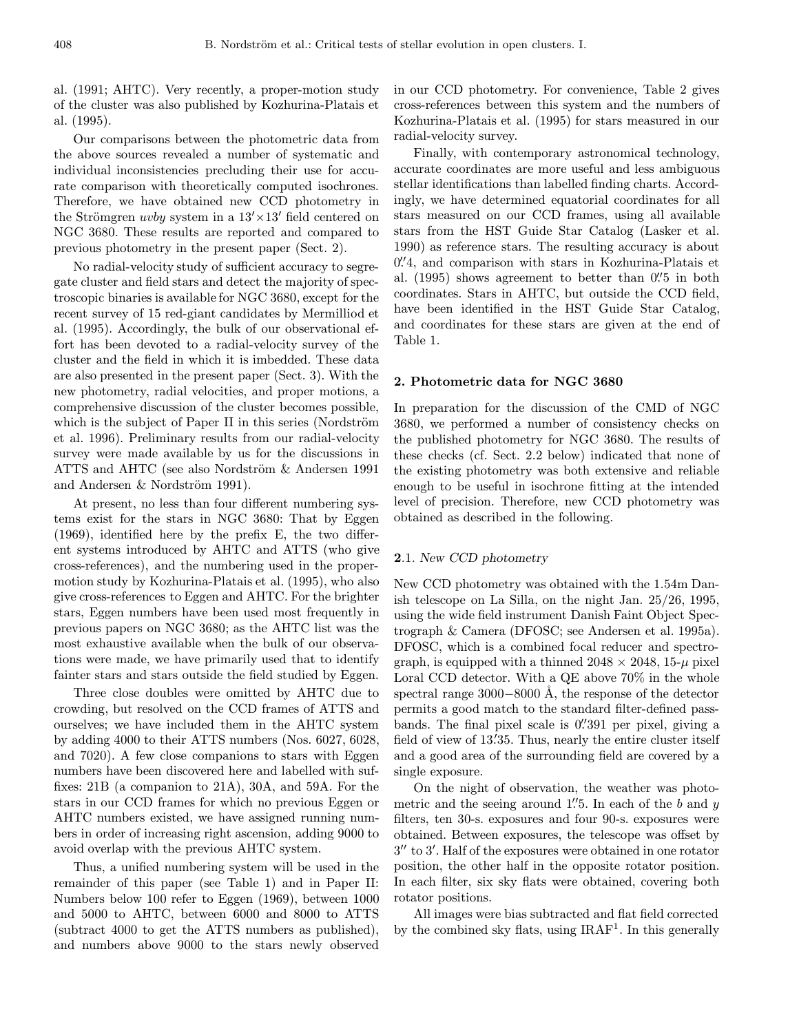al. (1991; AHTC). Very recently, a proper-motion study of the cluster was also published by Kozhurina-Platais et al. (1995).

Our comparisons between the photometric data from the above sources revealed a number of systematic and individual inconsistencies precluding their use for accurate comparison with theoretically computed isochrones. Therefore, we have obtained new CCD photometry in the Strömgren *uvby* system in a $13' \times 13'$ field centered on NGC 3680. These results are reported and compared to previous photometry in the present paper (Sect. 2).

No radial-velocity study of sufficient accuracy to segregate cluster and field stars and detect the majority of spectroscopic binaries is available for NGC 3680, except for the recent survey of 15 red-giant candidates by Mermilliod et al. (1995). Accordingly, the bulk of our observational effort has been devoted to a radial-velocity survey of the cluster and the field in which it is imbedded. These data are also presented in the present paper (Sect. 3). With the new photometry, radial velocities, and proper motions, a comprehensive discussion of the cluster becomes possible, which is the subject of Paper II in this series (Nordström et al. 1996). Preliminary results from our radial-velocity survey were made available by us for the discussions in ATTS and AHTC (see also Nordström & Andersen 1991 and Andersen & Nordström 1991).

At present, no less than four different numbering systems exist for the stars in NGC 3680: That by Eggen (1969), identified here by the prefix E, the two different systems introduced by AHTC and ATTS (who give cross-references), and the numbering used in the proper-motion study by Kozhurina-Platais et al. (1995), who also give cross-references to Eggen and AHTC. For the brighter stars, Eggen numbers have been used most frequently in previous papers on NGC 3680; as the AHTC list was the most exhaustive available when the bulk of our observations were made, we have primarily used that to identify fainter stars and stars outside the field studied by Eggen.

Three close doubles were omitted by AHTC due to crowding, but resolved on the CCD frames of ATTS and ourselves; we have included them in the AHTC system by adding 4000 to their ATTS numbers (Nos. 6027, 6028, and 7020). A few close companions to stars with Eggen numbers have been discovered here and labelled with suffixes: 21B (a companion to 21A), 30A, and 59A. For the stars in our CCD frames for which no previous Eggen or AHTC numbers existed, we have assigned running numbers in order of increasing right ascension, adding 9000 to avoid overlap with the previous AHTC system.

Thus, a unified numbering system will be used in the remainder of this paper (see Table 1) and in Paper II: Numbers below 100 refer to Eggen (1969), between 1000 and 5000 to AHTC, between 6000 and 8000 to ATTS (subtract 4000 to get the ATTS numbers as published), and numbers above 9000 to the stars newly observed in our CCD photometry. For convenience, Table 2 gives cross-references between this system and the numbers of Kozhurina-Platais et al. (1995) for stars measured in our radial-velocity survey.

Finally, with contemporary astronomical technology, accurate coordinates are more useful and less ambiguous stellar identifications than labelled finding charts. Accordingly, we have determined equatorial coordinates for all stars measured on our CCD frames, using all available stars from the HST Guide Star Catalog (Lasker et al. 1990) as reference stars. The resulting accuracy is about $0\farcs4$, and comparison with stars in Kozhurina-Platais et al. (1995) shows agreement to better than $0\farcs5$ in both coordinates. Stars in AHTC, but outside the CCD field, have been identified in the HST Guide Star Catalog, and coordinates for these stars are given at the end of Table 1.

## 2. Photometric data for NGC 3680

In preparation for the discussion of the CMD of NGC 3680, we performed a number of consistency checks on the published photometry for NGC 3680. The results of these checks (cf. Sect. 2.2 below) indicated that none of the existing photometry was both extensive and reliable enough to be useful in isochrone fitting at the intended level of precision. Therefore, new CCD photometry was obtained as described in the following.

### 2.1. *New CCD photometry*

New CCD photometry was obtained with the 1.54m Danish telescope on La Silla, on the night Jan. 25/26, 1995, using the wide field instrument Danish Faint Object Spectrograph & Camera (DFOSC; see Andersen et al. 1995a). DFOSC, which is a combined focal reducer and spectrograph, is equipped with a thinned $2048 \times 2048$, 15-$\mu$ pixel Loral CCD detector. With a QE above 70% in the whole spectral range 3000−8000 Å, the response of the detector permits a good match to the standard filter-defined passbands. The final pixel scale is $0\farcs391$ per pixel, giving a field of view of $13\farcm35$. Thus, nearly the entire cluster itself and a good area of the surrounding field are covered by a single exposure.

On the night of observation, the weather was photometric and the seeing around $1\farcs5$. In each of the $b$ and $y$ filters, ten 30-s. exposures and four 90-s. exposures were obtained. Between exposures, the telescope was offset by $3''$ to $3'$. Half of the exposures were obtained in one rotator position, the other half in the opposite rotator position. In each filter, six sky flats were obtained, covering both rotator positions.

All images were bias subtracted and flat field corrected by the combined sky flats, using IRAF[1]. In this generally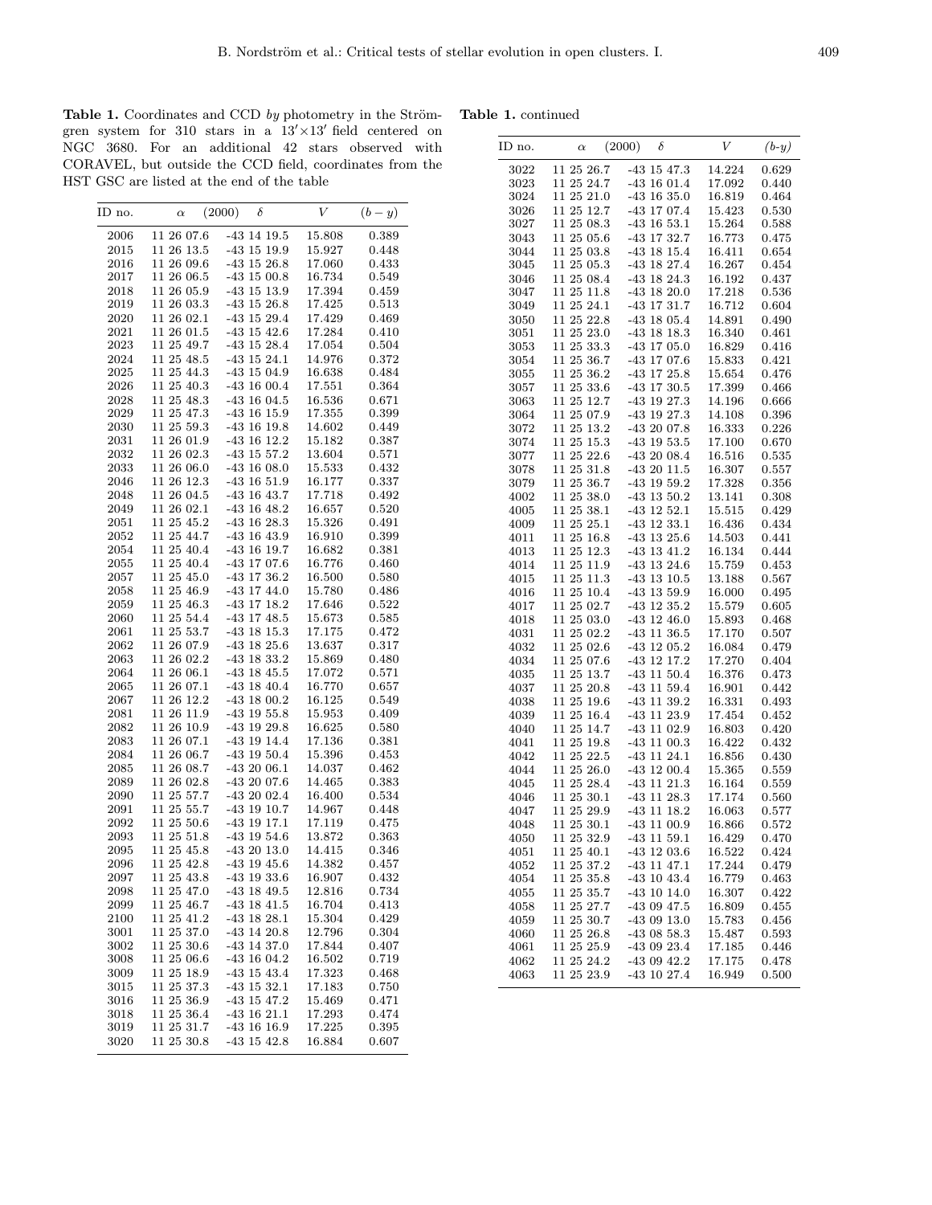**Table 1.** Coordinates and CCD *by* photometry in the Strömgren system for 310 stars in a 13′×13′ field centered on NGC 3680. For an additional 42 stars observed with CORAVEL, but outside the CCD field, coordinates from the HST GSC are listed at the end of the table

| ID no. | $\alpha$ (2000) | $\delta$ | $V$ | $(b-y)$ |
|---|---|---|---|---|
| 2006 | 11 26 07.6 | -43 14 19.5 | 15.808 | 0.389 |
| 2015 | 11 26 13.5 | -43 15 19.9 | 15.927 | 0.448 |
| 2016 | 11 26 09.6 | -43 15 26.8 | 17.060 | 0.433 |
| 2017 | 11 26 06.5 | -43 15 00.8 | 16.734 | 0.549 |
| 2018 | 11 26 05.9 | -43 15 13.9 | 17.394 | 0.459 |
| 2019 | 11 26 03.3 | -43 15 26.8 | 17.425 | 0.513 |
| 2020 | 11 26 02.1 | -43 15 29.4 | 17.429 | 0.469 |
| 2021 | 11 26 01.5 | -43 15 42.6 | 17.284 | 0.410 |
| 2023 | 11 25 49.7 | -43 15 28.4 | 17.054 | 0.504 |
| 2024 | 11 25 48.5 | -43 15 24.1 | 14.976 | 0.372 |
| 2025 | 11 25 44.3 | -43 15 04.9 | 16.638 | 0.484 |
| 2026 | 11 25 40.3 | -43 16 00.4 | 17.551 | 0.364 |
| 2028 | 11 25 48.3 | -43 16 04.5 | 16.536 | 0.671 |
| 2029 | 11 25 47.3 | -43 16 15.9 | 17.355 | 0.399 |
| 2030 | 11 25 59.3 | -43 16 19.8 | 14.602 | 0.449 |
| 2031 | 11 26 01.9 | -43 16 12.2 | 15.182 | 0.387 |
| 2032 | 11 26 02.3 | -43 15 57.2 | 13.604 | 0.571 |
| 2033 | 11 26 06.0 | -43 16 08.0 | 15.533 | 0.432 |
| 2046 | 11 26 12.3 | -43 16 51.9 | 16.177 | 0.337 |
| 2048 | 11 26 04.5 | -43 16 43.7 | 17.718 | 0.492 |
| 2049 | 11 26 02.1 | -43 16 48.2 | 16.657 | 0.520 |
| 2051 | 11 25 45.2 | -43 16 28.3 | 15.326 | 0.491 |
| 2052 | 11 25 44.7 | -43 16 43.9 | 16.910 | 0.399 |
| 2054 | 11 25 40.4 | -43 16 19.7 | 16.682 | 0.381 |
| 2055 | 11 25 40.4 | -43 17 07.6 | 16.776 | 0.460 |
| 2057 | 11 25 45.0 | -43 17 36.2 | 16.500 | 0.580 |
| 2058 | 11 25 46.9 | -43 17 44.0 | 15.780 | 0.486 |
| 2059 | 11 25 46.3 | -43 17 18.2 | 17.646 | 0.522 |
| 2060 | 11 25 54.4 | -43 17 48.5 | 15.673 | 0.585 |
| 2061 | 11 25 53.7 | -43 18 15.3 | 17.175 | 0.472 |
| 2062 | 11 26 07.9 | -43 18 25.6 | 13.637 | 0.317 |
| 2063 | 11 26 02.2 | -43 18 33.2 | 15.869 | 0.480 |
| 2064 | 11 26 06.1 | -43 18 45.5 | 17.072 | 0.571 |
| 2065 | 11 26 07.1 | -43 18 40.4 | 16.770 | 0.657 |
| 2067 | 11 26 12.2 | -43 18 00.2 | 16.125 | 0.549 |
| 2081 | 11 26 11.9 | -43 19 55.8 | 15.953 | 0.409 |
| 2082 | 11 26 10.9 | -43 19 29.8 | 16.625 | 0.580 |
| 2083 | 11 26 07.1 | -43 19 14.4 | 17.136 | 0.381 |
| 2084 | 11 26 06.7 | -43 19 50.4 | 15.396 | 0.453 |
| 2085 | 11 26 08.7 | -43 20 06.1 | 14.037 | 0.462 |
| 2089 | 11 26 02.8 | -43 20 07.6 | 14.465 | 0.383 |
| 2090 | 11 25 57.7 | -43 20 02.4 | 16.400 | 0.534 |
| 2091 | 11 25 55.7 | -43 19 10.7 | 14.967 | 0.448 |
| 2092 | 11 25 50.6 | -43 19 17.1 | 17.119 | 0.475 |
| 2093 | 11 25 51.8 | -43 19 54.6 | 13.872 | 0.363 |
| 2095 | 11 25 45.8 | -43 20 13.0 | 14.415 | 0.346 |
| 2096 | 11 25 42.8 | -43 19 45.6 | 14.382 | 0.457 |
| 2097 | 11 25 43.8 | -43 19 33.6 | 16.907 | 0.432 |
| 2098 | 11 25 47.0 | -43 18 49.5 | 12.816 | 0.734 |
| 2099 | 11 25 46.7 | -43 18 41.5 | 16.704 | 0.413 |
| 2100 | 11 25 41.2 | -43 18 28.1 | 15.304 | 0.429 |
| 3001 | 11 25 37.0 | -43 14 20.8 | 12.796 | 0.304 |
| 3002 | 11 25 30.6 | -43 14 37.0 | 17.844 | 0.407 |
| 3008 | 11 25 06.6 | -43 16 04.2 | 16.502 | 0.719 |
| 3009 | 11 25 18.9 | -43 15 43.4 | 17.323 | 0.468 |
| 3015 | 11 25 37.3 | -43 15 32.1 | 17.183 | 0.750 |
| 3016 | 11 25 36.9 | -43 15 47.2 | 15.469 | 0.471 |
| 3018 | 11 25 36.4 | -43 16 21.1 | 17.293 | 0.474 |
| 3019 | 11 25 31.7 | -43 16 16.9 | 17.225 | 0.395 |
| 3020 | 11 25 30.8 | -43 15 42.8 | 16.884 | 0.607 |
| 3022 | 11 25 26.7 | -43 15 47.3 | 14.224 | 0.629 |
| 3023 | 11 25 24.7 | -43 16 01.4 | 17.092 | 0.440 |
| 3024 | 11 25 21.0 | -43 16 35.0 | 16.819 | 0.464 |
| 3026 | 11 25 12.7 | -43 17 07.4 | 15.423 | 0.530 |
| 3027 | 11 25 08.3 | -43 16 53.1 | 15.264 | 0.588 |
| 3043 | 11 25 05.6 | -43 17 32.7 | 16.773 | 0.475 |
| 3044 | 11 25 03.8 | -43 18 15.4 | 16.411 | 0.654 |
| 3045 | 11 25 05.3 | -43 18 27.4 | 16.267 | 0.454 |
| 3046 | 11 25 08.4 | -43 18 24.3 | 16.192 | 0.437 |
| 3047 | 11 25 11.8 | -43 18 20.0 | 17.218 | 0.536 |
| 3049 | 11 25 24.1 | -43 17 31.7 | 16.712 | 0.604 |
| 3050 | 11 25 22.8 | -43 18 05.4 | 14.891 | 0.490 |
| 3051 | 11 25 23.0 | -43 18 18.3 | 16.340 | 0.461 |
| 3053 | 11 25 33.3 | -43 17 05.0 | 16.829 | 0.416 |
| 3054 | 11 25 36.7 | -43 17 07.6 | 15.833 | 0.421 |
| 3055 | 11 25 36.2 | -43 17 25.8 | 15.654 | 0.476 |
| 3057 | 11 25 33.6 | -43 17 30.5 | 17.399 | 0.466 |
| 3063 | 11 25 12.7 | -43 19 27.3 | 14.196 | 0.666 |
| 3064 | 11 25 07.9 | -43 19 27.3 | 14.108 | 0.396 |
| 3072 | 11 25 13.2 | -43 20 07.8 | 16.333 | 0.226 |
| 3074 | 11 25 15.3 | -43 19 53.5 | 17.100 | 0.670 |
| 3077 | 11 25 22.6 | -43 20 08.4 | 16.516 | 0.535 |
| 3078 | 11 25 31.8 | -43 20 11.5 | 16.307 | 0.557 |
| 3079 | 11 25 36.7 | -43 19 59.2 | 17.328 | 0.356 |
| 4002 | 11 25 38.0 | -43 13 50.2 | 13.141 | 0.308 |
| 4005 | 11 25 38.1 | -43 12 52.1 | 15.515 | 0.429 |
| 4009 | 11 25 25.1 | -43 12 33.1 | 16.436 | 0.434 |
| 4011 | 11 25 16.8 | -43 13 25.6 | 14.503 | 0.441 |
| 4013 | 11 25 12.3 | -43 13 41.2 | 16.134 | 0.444 |
| 4014 | 11 25 11.9 | -43 13 24.6 | 15.759 | 0.453 |
| 4015 | 11 25 11.3 | -43 13 10.5 | 13.188 | 0.567 |
| 4016 | 11 25 10.4 | -43 13 59.9 | 16.000 | 0.495 |
| 4017 | 11 25 02.7 | -43 12 35.2 | 15.579 | 0.605 |
| 4018 | 11 25 03.0 | -43 12 46.0 | 15.893 | 0.468 |
| 4031 | 11 25 02.2 | -43 11 36.5 | 17.170 | 0.507 |
| 4032 | 11 25 02.6 | -43 12 05.2 | 16.084 | 0.479 |
| 4034 | 11 25 07.6 | -43 12 17.2 | 17.270 | 0.404 |
| 4035 | 11 25 13.7 | -43 11 50.4 | 16.376 | 0.473 |
| 4037 | 11 25 20.8 | -43 11 59.4 | 16.901 | 0.442 |
| 4038 | 11 25 19.6 | -43 11 39.2 | 16.331 | 0.493 |
| 4039 | 11 25 16.4 | -43 11 23.9 | 17.454 | 0.452 |
| 4040 | 11 25 14.7 | -43 11 02.9 | 16.803 | 0.420 |
| 4041 | 11 25 19.8 | -43 11 00.3 | 16.422 | 0.432 |
| 4042 | 11 25 22.5 | -43 11 24.1 | 16.856 | 0.430 |
| 4044 | 11 25 26.0 | -43 12 00.4 | 15.365 | 0.559 |
| 4045 | 11 25 28.4 | -43 11 21.3 | 16.164 | 0.559 |
| 4046 | 11 25 30.1 | -43 11 28.3 | 17.174 | 0.560 |
| 4047 | 11 25 29.9 | -43 11 18.2 | 16.063 | 0.577 |
| 4048 | 11 25 30.1 | -43 11 00.9 | 16.866 | 0.572 |
| 4050 | 11 25 32.9 | -43 11 59.1 | 16.429 | 0.470 |
| 4051 | 11 25 40.1 | -43 12 03.6 | 16.522 | 0.424 |
| 4052 | 11 25 37.2 | -43 11 47.1 | 17.244 | 0.479 |
| 4054 | 11 25 35.8 | -43 10 43.4 | 16.779 | 0.463 |
| 4055 | 11 25 35.7 | -43 10 14.0 | 16.307 | 0.422 |
| 4058 | 11 25 27.7 | -43 09 47.5 | 16.809 | 0.455 |
| 4059 | 11 25 30.7 | -43 09 13.0 | 15.783 | 0.456 |
| 4060 | 11 25 26.8 | -43 08 58.3 | 15.487 | 0.593 |
| 4061 | 11 25 25.9 | -43 09 23.4 | 17.185 | 0.446 |
| 4062 | 11 25 24.2 | -43 09 42.2 | 17.175 | 0.478 |
| 4063 | 11 25 23.9 | -43 10 27.4 | 16.949 | 0.500 |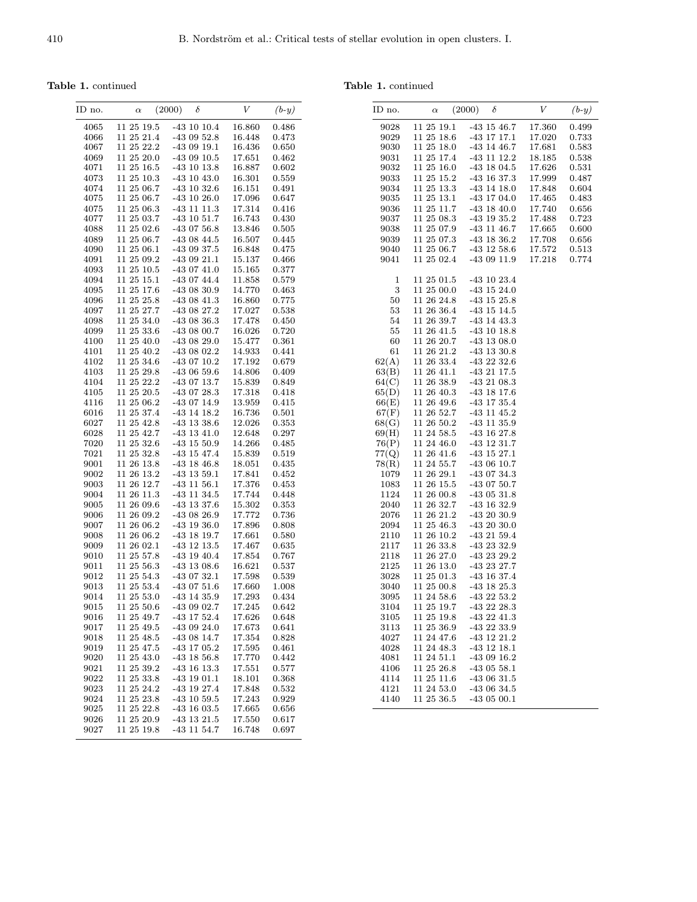**Table 1.** continued

| ID no. | α (2000) | δ | $V$ | $(b-y)$ |
|---|---|---|---|---|
| 4065 | 11 25 19.5 | -43 10 10.4 | 16.860 | 0.486 |
| 4066 | 11 25 21.4 | -43 09 52.8 | 16.448 | 0.473 |
| 4067 | 11 25 22.2 | -43 09 19.1 | 16.436 | 0.650 |
| 4069 | 11 25 20.0 | -43 09 10.5 | 17.651 | 0.462 |
| 4071 | 11 25 16.5 | -43 10 13.8 | 16.887 | 0.602 |
| 4073 | 11 25 10.3 | -43 10 43.0 | 16.301 | 0.559 |
| 4074 | 11 25 06.7 | -43 10 32.6 | 16.151 | 0.491 |
| 4075 | 11 25 06.7 | -43 10 26.0 | 17.096 | 0.647 |
| 4075 | 11 25 06.3 | -43 11 11.3 | 17.314 | 0.416 |
| 4077 | 11 25 03.7 | -43 10 51.7 | 16.743 | 0.430 |
| 4088 | 11 25 02.6 | -43 07 56.8 | 13.846 | 0.505 |
| 4089 | 11 25 06.7 | -43 08 44.5 | 16.507 | 0.445 |
| 4090 | 11 25 06.1 | -43 09 37.5 | 16.848 | 0.475 |
| 4091 | 11 25 09.2 | -43 09 21.1 | 15.137 | 0.466 |
| 4093 | 11 25 10.5 | -43 07 41.0 | 15.165 | 0.377 |
| 4094 | 11 25 15.1 | -43 07 44.4 | 11.858 | 0.579 |
| 4095 | 11 25 17.6 | -43 08 30.9 | 14.770 | 0.463 |
| 4096 | 11 25 25.8 | -43 08 41.3 | 16.860 | 0.775 |
| 4097 | 11 25 27.7 | -43 08 27.2 | 17.027 | 0.538 |
| 4098 | 11 25 34.0 | -43 08 36.3 | 17.478 | 0.450 |
| 4099 | 11 25 33.6 | -43 08 00.7 | 16.026 | 0.720 |
| 4100 | 11 25 40.0 | -43 08 29.0 | 15.477 | 0.361 |
| 4101 | 11 25 40.2 | -43 08 02.2 | 14.933 | 0.441 |
| 4102 | 11 25 34.6 | -43 07 10.2 | 17.192 | 0.679 |
| 4103 | 11 25 29.8 | -43 06 59.6 | 14.806 | 0.409 |
| 4104 | 11 25 22.2 | -43 07 13.7 | 15.839 | 0.849 |
| 4105 | 11 25 20.5 | -43 07 28.3 | 17.318 | 0.418 |
| 4116 | 11 25 06.2 | -43 07 14.9 | 13.959 | 0.415 |
| 6016 | 11 25 37.4 | -43 14 18.2 | 16.736 | 0.501 |
| 6027 | 11 25 42.8 | -43 13 38.6 | 12.026 | 0.353 |
| 6028 | 11 25 42.7 | -43 13 41.0 | 12.648 | 0.297 |
| 7020 | 11 25 32.6 | -43 15 50.9 | 14.266 | 0.485 |
| 7021 | 11 25 32.8 | -43 15 47.4 | 15.839 | 0.519 |
| 9001 | 11 26 13.8 | -43 18 46.8 | 18.051 | 0.435 |
| 9002 | 11 26 13.2 | -43 13 59.1 | 17.841 | 0.452 |
| 9003 | 11 26 12.7 | -43 11 56.1 | 17.376 | 0.453 |
| 9004 | 11 26 11.3 | -43 11 34.5 | 17.744 | 0.448 |
| 9005 | 11 26 09.6 | -43 13 37.6 | 15.302 | 0.353 |
| 9006 | 11 26 09.2 | -43 08 26.9 | 17.772 | 0.736 |
| 9007 | 11 26 06.2 | -43 19 36.0 | 17.896 | 0.808 |
| 9008 | 11 26 06.2 | -43 18 19.7 | 17.661 | 0.580 |
| 9009 | 11 26 02.1 | -43 12 13.5 | 17.467 | 0.635 |
| 9010 | 11 25 57.8 | -43 19 40.4 | 17.854 | 0.767 |
| 9011 | 11 25 56.3 | -43 13 08.6 | 16.621 | 0.537 |
| 9012 | 11 25 54.3 | -43 07 32.1 | 17.598 | 0.539 |
| 9013 | 11 25 53.4 | -43 07 51.6 | 17.660 | 1.008 |
| 9014 | 11 25 53.0 | -43 14 35.9 | 17.293 | 0.434 |
| 9015 | 11 25 50.6 | -43 09 02.7 | 17.245 | 0.642 |
| 9016 | 11 25 49.7 | -43 17 52.4 | 17.626 | 0.648 |
| 9017 | 11 25 49.5 | -43 09 24.0 | 17.673 | 0.641 |
| 9018 | 11 25 48.5 | -43 08 14.7 | 17.354 | 0.828 |
| 9019 | 11 25 47.5 | -43 17 05.2 | 17.595 | 0.461 |
| 9020 | 11 25 43.0 | -43 18 56.8 | 17.770 | 0.442 |
| 9021 | 11 25 39.2 | -43 16 13.3 | 17.551 | 0.577 |
| 9022 | 11 25 33.8 | -43 19 01.1 | 18.101 | 0.368 |
| 9023 | 11 25 24.2 | -43 19 27.4 | 17.848 | 0.532 |
| 9024 | 11 25 23.8 | -43 10 59.5 | 17.243 | 0.929 |
| 9025 | 11 25 22.8 | -43 16 03.5 | 17.665 | 0.656 |
| 9026 | 11 25 20.9 | -43 13 21.5 | 17.550 | 0.617 |
| 9027 | 11 25 19.8 | -43 11 54.7 | 16.748 | 0.697 |
| 9028 | 11 25 19.1 | -43 15 46.7 | 17.360 | 0.499 |
| 9029 | 11 25 18.6 | -43 17 17.1 | 17.020 | 0.733 |
| 9030 | 11 25 18.0 | -43 14 46.7 | 17.681 | 0.583 |
| 9031 | 11 25 17.4 | -43 11 12.2 | 18.185 | 0.538 |
| 9032 | 11 25 16.0 | -43 18 04.5 | 17.626 | 0.531 |
| 9033 | 11 25 15.2 | -43 16 37.3 | 17.999 | 0.487 |
| 9034 | 11 25 13.3 | -43 14 18.0 | 17.848 | 0.604 |
| 9035 | 11 25 13.1 | -43 17 04.0 | 17.465 | 0.483 |
| 9036 | 11 25 11.7 | -43 18 40.0 | 17.740 | 0.656 |
| 9037 | 11 25 08.3 | -43 19 35.2 | 17.488 | 0.723 |
| 9038 | 11 25 07.9 | -43 11 46.7 | 17.665 | 0.600 |
| 9039 | 11 25 07.3 | -43 18 36.2 | 17.708 | 0.656 |
| 9040 | 11 25 06.7 | -43 12 58.6 | 17.572 | 0.513 |
| 9041 | 11 25 02.4 | -43 09 11.9 | 17.218 | 0.774 |
| 1 | 11 25 01.5 | -43 10 23.4 | | |
| 3 | 11 25 00.0 | -43 15 24.0 | | |
| 50 | 11 26 24.8 | -43 15 25.8 | | |
| 53 | 11 26 36.4 | -43 15 14.5 | | |
| 54 | 11 26 39.7 | -43 14 43.3 | | |
| 55 | 11 26 41.5 | -43 10 18.8 | | |
| 60 | 11 26 20.7 | -43 13 08.0 | | |
| 61 | 11 26 21.2 | -43 13 30.8 | | |
| 62(A) | 11 26 33.4 | -43 22 32.6 | | |
| 63(B) | 11 26 41.1 | -43 21 17.5 | | |
| 64(C) | 11 26 38.9 | -43 21 08.3 | | |
| 65(D) | 11 26 40.3 | -43 18 17.6 | | |
| 66(E) | 11 26 49.6 | -43 17 35.4 | | |
| 67(F) | 11 26 52.7 | -43 11 45.2 | | |
| 68(G) | 11 26 50.2 | -43 11 35.9 | | |
| 69(H) | 11 24 58.5 | -43 16 27.8 | | |
| 76(P) | 11 24 46.0 | -43 12 31.7 | | |
| 77(Q) | 11 26 41.6 | -43 15 27.1 | | |
| 78(R) | 11 24 55.7 | -43 06 10.7 | | |
| 1079 | 11 26 29.1 | -43 07 34.3 | | |
| 1083 | 11 26 15.5 | -43 07 50.7 | | |
| 1124 | 11 26 00.8 | -43 05 31.8 | | |
| 2040 | 11 26 32.7 | -43 16 32.9 | | |
| 2076 | 11 26 21.2 | -43 20 30.9 | | |
| 2094 | 11 25 46.3 | -43 20 30.0 | | |
| 2110 | 11 26 10.2 | -43 21 59.4 | | |
| 2117 | 11 26 33.8 | -43 23 32.9 | | |
| 2118 | 11 26 27.0 | -43 23 29.2 | | |
| 2125 | 11 26 13.0 | -43 23 27.7 | | |
| 3028 | 11 25 01.3 | -43 16 37.4 | | |
| 3040 | 11 25 00.8 | -43 18 25.3 | | |
| 3095 | 11 24 58.6 | -43 22 53.2 | | |
| 3104 | 11 25 19.7 | -43 22 28.3 | | |
| 3105 | 11 25 19.8 | -43 22 41.3 | | |
| 3113 | 11 25 36.9 | -43 22 33.9 | | |
| 4027 | 11 24 47.6 | -43 12 21.2 | | |
| 4028 | 11 24 48.3 | -43 12 18.1 | | |
| 4081 | 11 24 51.1 | -43 09 16.2 | | |
| 4106 | 11 25 26.8 | -43 05 58.1 | | |
| 4114 | 11 25 11.6 | -43 06 31.5 | | |
| 4121 | 11 24 53.0 | -43 06 34.5 | | |
| 4140 | 11 25 36.5 | -43 05 00.1 | | |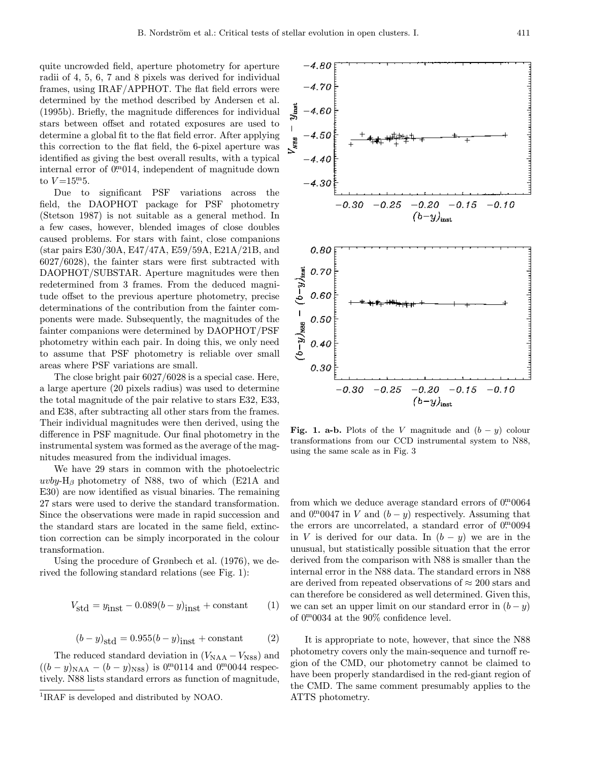quite uncrowded field, aperture photometry for aperture radii of 4, 5, 6, 7 and 8 pixels was derived for individual frames, using IRAF/APPHOT. The flat field errors were determined by the method described by Andersen et al. (1995b). Briefly, the magnitude differences for individual stars between offset and rotated exposures are used to determine a global fit to the flat field error. After applying this correction to the flat field, the 6-pixel aperture was identified as giving the best overall results, with a typical internal error of $0\overset{\mathrm{m}}{.}014$, independent of magnitude down to $V$=$15\overset{\mathrm{m}}{.}5$.

Due to significant PSF variations across the field, the DAOPHOT package for PSF photometry (Stetson 1987) is not suitable as a general method. In a few cases, however, blended images of close doubles caused problems. For stars with faint, close companions (star pairs E30/30A, E47/47A, E59/59A, E21A/21B, and 6027/6028), the fainter stars were first subtracted with DAOPHOT/SUBSTAR. Aperture magnitudes were then redetermined from 3 frames. From the deduced magnitude offset to the previous aperture photometry, precise determinations of the contribution from the fainter components were made. Subsequently, the magnitudes of the fainter companions were determined by DAOPHOT/PSF photometry within each pair. In doing this, we only need to assume that PSF photometry is reliable over small areas where PSF variations are small.

The close bright pair 6027/6028 is a special case. Here, a large aperture (20 pixels radius) was used to determine the total magnitude of the pair relative to stars E32, E33, and E38, after subtracting all other stars from the frames. Their individual magnitudes were then derived, using the difference in PSF magnitude. Our final photometry in the instrumental system was formed as the average of the magnitudes measured from the individual images.

We have 29 stars in common with the photoelectric $uvby$-$\mathrm{H}_\beta$ photometry of N88, two of which (E21A and E30) are now identified as visual binaries. The remaining 27 stars were used to derive the standard transformation. Since the observations were made in rapid succession and the standard stars are located in the same field, extinction correction can be simply incorporated in the colour transformation.

Using the procedure of Grønbech et al. (1976), we derived the following standard relations (see Fig. 1):

$$V_{\mathrm{std}} = y_{\mathrm{inst}} - 0.089(b-y)_{\mathrm{inst}} + \mathrm{constant} \qquad (1)$$

$$(b-y)_{\mathrm{std}} = 0.955(b-y)_{\mathrm{inst}} + \mathrm{constant} \qquad (2)$$

The reduced standard deviation in $(V_{\mathrm{NAA}} - V_{\mathrm{N88}})$ and $((b-y)_{\mathrm{NAA}} - (b-y)_{\mathrm{N88}})$ is $0\overset{\mathrm{m}}{.}0114$ and $0\overset{\mathrm{m}}{.}0044$ respectively. N88 lists standard errors as function of magnitude, from which we deduce average standard errors of $0\overset{\mathrm{m}}{.}0064$ and $0\overset{\mathrm{m}}{.}0047$ in $V$ and $(b-y)$ respectively. Assuming that the errors are uncorrelated, a standard error of $0\overset{\mathrm{m}}{.}0094$ in $V$ is derived for our data. In $(b-y)$ we are in the unusual, but statistically possible situation that the error derived from the comparison with N88 is smaller than the internal error in the N88 data. The standard errors in N88 are derived from repeated observations of $\approx 200$ stars and can therefore be considered as well determined. Given this, we can set an upper limit on our standard error in $(b-y)$ of $0\overset{\mathrm{m}}{.}0034$ at the 90% confidence level.

It is appropriate to note, however, that since the N88 photometry covers only the main-sequence and turnoff region of the CMD, our photometry cannot be claimed to have been properly standardised in the red-giant region of the CMD. The same comment presumably applies to the ATTS photometry.

**Fig. 1. a-b.** Plots of the $V$ magnitude and $(b-y)$ colour transformations from our CCD instrumental system to N88, using the same scale as in Fig. 3

[1]IRAF is developed and distributed by NOAO.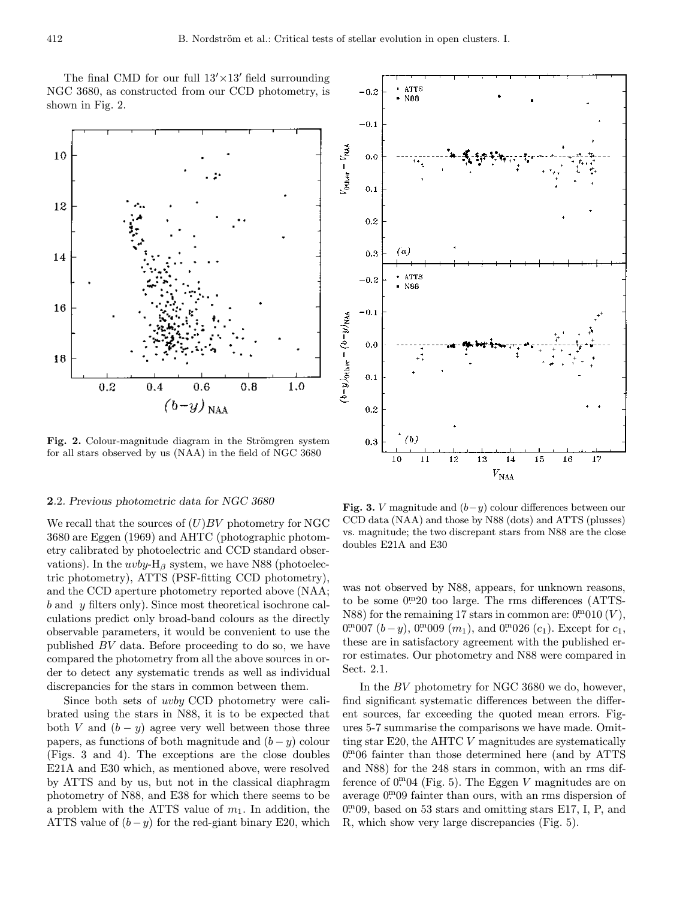The final CMD for our full $13' \times 13'$ field surrounding NGC 3680, as constructed from our CCD photometry, is shown in Fig. 2.

**Fig. 2.** Colour-magnitude diagram in the Strömgren system for all stars observed by us (NAA) in the field of NGC 3680

**Fig. 3.** $V$ magnitude and $(b-y)$ colour differences between our CCD data (NAA) and those by N88 (dots) and ATTS (plusses) vs. magnitude; the two discrepant stars from N88 are the close doubles E21A and E30

### 2.2. *Previous photometric data for NGC 3680*

We recall that the sources of $(U)BV$ photometry for NGC 3680 are Eggen (1969) and AHTC (photographic photometry calibrated by photoelectric and CCD standard observations). In the $uvby$-H$_\beta$ system, we have N88 (photoelectric photometry), ATTS (PSF-fitting CCD photometry), and the CCD aperture photometry reported above (NAA; $b$ and $y$ filters only). Since most theoretical isochrone calculations predict only broad-band colours as the directly observable parameters, it would be convenient to use the published $BV$ data. Before proceeding to do so, we have compared the photometry from all the above sources in order to detect any systematic trends as well as individual discrepancies for the stars in common between them.

Since both sets of $uvby$ CCD photometry were calibrated using the stars in N88, it is to be expected that both $V$ and $(b-y)$ agree very well between those three papers, as functions of both magnitude and $(b-y)$ colour (Figs. 3 and 4). The exceptions are the close doubles E21A and E30 which, as mentioned above, were resolved by ATTS and by us, but not in the classical diaphragm photometry of N88, and E38 for which there seems to be a problem with the ATTS value of $m_1$. In addition, the ATTS value of $(b-y)$ for the red-giant binary E20, which was not observed by N88, appears, for unknown reasons, to be some $0\overset{\mathrm{m}}{.}20$ too large. The rms differences (ATTS-N88) for the remaining 17 stars in common are: $0\overset{\mathrm{m}}{.}010$ ($V$), $0\overset{\mathrm{m}}{.}007$ $(b-y)$, $0\overset{\mathrm{m}}{.}009$ ($m_1$), and $0\overset{\mathrm{m}}{.}026$ ($c_1$). Except for $c_1$, these are in satisfactory agreement with the published error estimates. Our photometry and N88 were compared in Sect. 2.1.

In the $BV$ photometry for NGC 3680 we do, however, find significant systematic differences between the different sources, far exceeding the quoted mean errors. Figures 5-7 summarise the comparisons we have made. Omitting star E20, the AHTC $V$ magnitudes are systematically $0\overset{\mathrm{m}}{.}06$ fainter than those determined here (and by ATTS and N88) for the 248 stars in common, with an rms difference of $0\overset{\mathrm{m}}{.}04$ (Fig. 5). The Eggen $V$ magnitudes are on average $0\overset{\mathrm{m}}{.}09$ fainter than ours, with an rms dispersion of $0\overset{\mathrm{m}}{.}09$, based on 53 stars and omitting stars E17, I, P, and R, which show very large discrepancies (Fig. 5).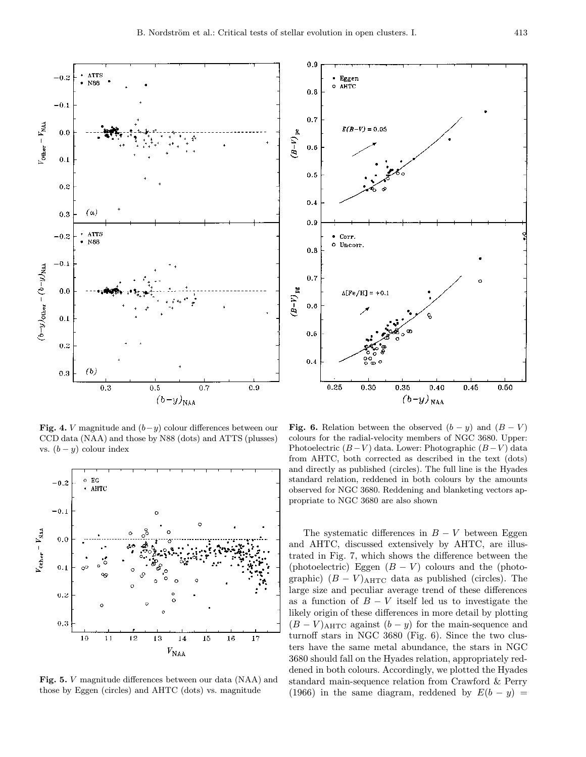**Fig. 4.** $V$ magnitude and $(b-y)$ colour differences between our CCD data (NAA) and those by N88 (dots) and ATTS (plusses) vs. $(b-y)$ colour index

**Fig. 5.** $V$ magnitude differences between our data (NAA) and those by Eggen (circles) and AHTC (dots) vs. magnitude

**Fig. 6.** Relation between the observed $(b-y)$ and $(B-V)$ colours for the radial-velocity members of NGC 3680. Upper: Photoelectric $(B-V)$ data. Lower: Photographic $(B-V)$ data from AHTC, both corrected as described in the text (dots) and directly as published (circles). The full line is the Hyades standard relation, reddened in both colours by the amounts observed for NGC 3680. Reddening and blanketing vectors appropriate to NGC 3680 are also shown

The systematic differences in $B-V$ between Eggen and AHTC, discussed extensively by AHTC, are illustrated in Fig. 7, which shows the difference between the (photoelectric) Eggen $(B-V)$ colours and the (photographic) $(B-V)_{\rm AHTC}$ data as published (circles). The large size and peculiar average trend of these differences as a function of $B-V$ itself led us to investigate the likely origin of these differences in more detail by plotting $(B-V)_{\rm AHTC}$ against $(b-y)$ for the main-sequence and turnoff stars in NGC 3680 (Fig. 6). Since the two clusters have the same metal abundance, the stars in NGC 3680 should fall on the Hyades relation, appropriately reddened in both colours. Accordingly, we plotted the Hyades standard main-sequence relation from Crawford & Perry (1966) in the same diagram, reddened by $E(b-y) =$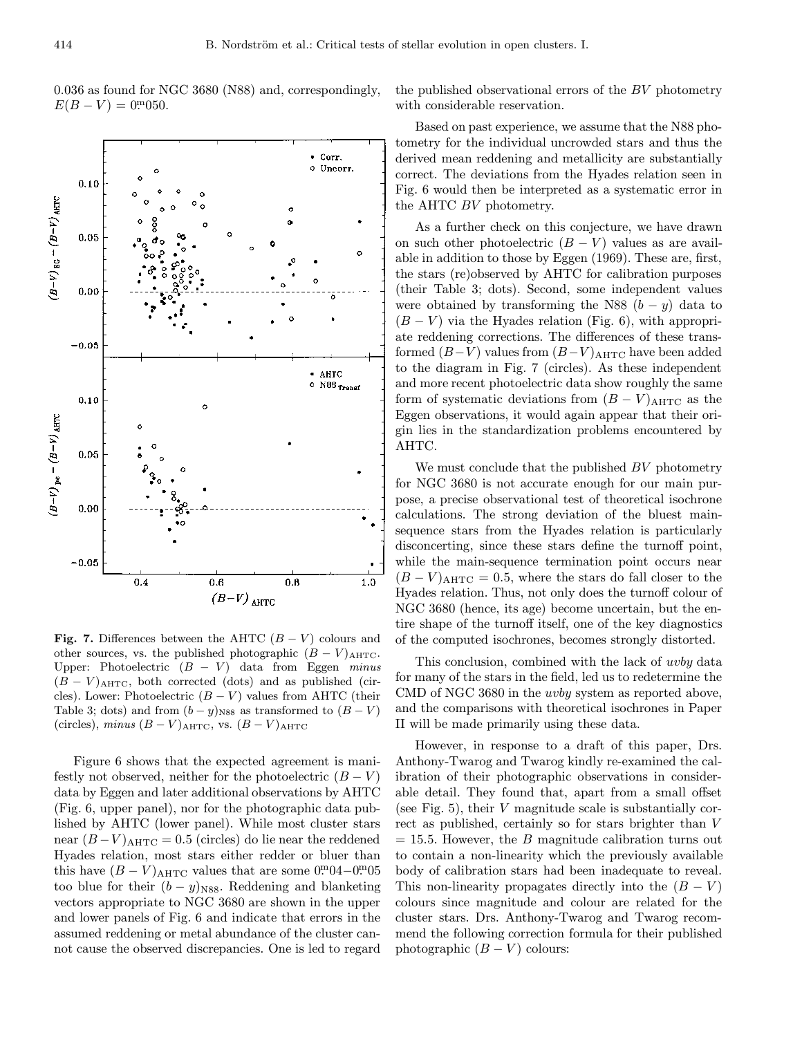0.036 as found for NGC 3680 (N88) and, correspondingly, $E(B-V) = 0.^{\mathrm{m}}050$.

**Fig. 7.** Differences between the AHTC $(B-V)$ colours and other sources, vs. the published photographic $(B-V)_{\mathrm{AHTC}}$. Upper: Photoelectric $(B-V)$ data from Eggen *minus* $(B-V)_{\mathrm{AHTC}}$, both corrected (dots) and as published (circles). Lower: Photoelectric $(B-V)$ values from AHTC (their Table 3; dots) and from $(b-y)_{\mathrm{N88}}$ as transformed to $(B-V)$ (circles), *minus* $(B-V)_{\mathrm{AHTC}}$, vs. $(B-V)_{\mathrm{AHTC}}$

Figure 6 shows that the expected agreement is manifestly not observed, neither for the photoelectric $(B-V)$ data by Eggen and later additional observations by AHTC (Fig. 6, upper panel), nor for the photographic data published by AHTC (lower panel). While most cluster stars near $(B-V)_{\mathrm{AHTC}} = 0.5$ (circles) do lie near the reddened Hyades relation, most stars either redder or bluer than this have $(B-V)_{\mathrm{AHTC}}$ values that are some $0.^{\mathrm{m}}04-0.^{\mathrm{m}}05$ too blue for their $(b-y)_{\mathrm{N88}}$. Reddening and blanketing vectors appropriate to NGC 3680 are shown in the upper and lower panels of Fig. 6 and indicate that errors in the assumed reddening or metal abundance of the cluster cannot cause the observed discrepancies. One is led to regard the published observational errors of the $BV$ photometry with considerable reservation.

Based on past experience, we assume that the N88 photometry for the individual uncrowded stars and thus the derived mean reddening and metallicity are substantially correct. The deviations from the Hyades relation seen in Fig. 6 would then be interpreted as a systematic error in the AHTC $BV$ photometry.

As a further check on this conjecture, we have drawn on such other photoelectric $(B-V)$ values as are available in addition to those by Eggen (1969). These are, first, the stars (re)observed by AHTC for calibration purposes (their Table 3; dots). Second, some independent values were obtained by transforming the N88 $(b-y)$ data to $(B-V)$ via the Hyades relation (Fig. 6), with appropriate reddening corrections. The differences of these transformed $(B-V)$ values from $(B-V)_{\mathrm{AHTC}}$ have been added to the diagram in Fig. 7 (circles). As these independent and more recent photoelectric data show roughly the same form of systematic deviations from $(B-V)_{\mathrm{AHTC}}$ as the Eggen observations, it would again appear that their origin lies in the standardization problems encountered by AHTC.

We must conclude that the published $BV$ photometry for NGC 3680 is not accurate enough for our main purpose, a precise observational test of theoretical isochrone calculations. The strong deviation of the bluest main-sequence stars from the Hyades relation is particularly disconcerting, since these stars define the turnoff point, while the main-sequence termination point occurs near $(B-V)_{\mathrm{AHTC}} = 0.5$, where the stars do fall closer to the Hyades relation. Thus, not only does the turnoff colour of NGC 3680 (hence, its age) become uncertain, but the entire shape of the turnoff itself, one of the key diagnostics of the computed isochrones, becomes strongly distorted.

This conclusion, combined with the lack of *uvby* data for many of the stars in the field, led us to redetermine the CMD of NGC 3680 in the *uvby* system as reported above, and the comparisons with theoretical isochrones in Paper II will be made primarily using these data.

However, in response to a draft of this paper, Drs. Anthony-Twarog and Twarog kindly re-examined the calibration of their photographic observations in considerable detail. They found that, apart from a small offset (see Fig. 5), their $V$ magnitude scale is substantially correct as published, certainly so for stars brighter than $V = 15.5$. However, the $B$ magnitude calibration turns out to contain a non-linearity which the previously available body of calibration stars had been inadequate to reveal. This non-linearity propagates directly into the $(B-V)$ colours since magnitude and colour are related for the cluster stars. Drs. Anthony-Twarog and Twarog recommend the following correction formula for their published photographic $(B-V)$ colours: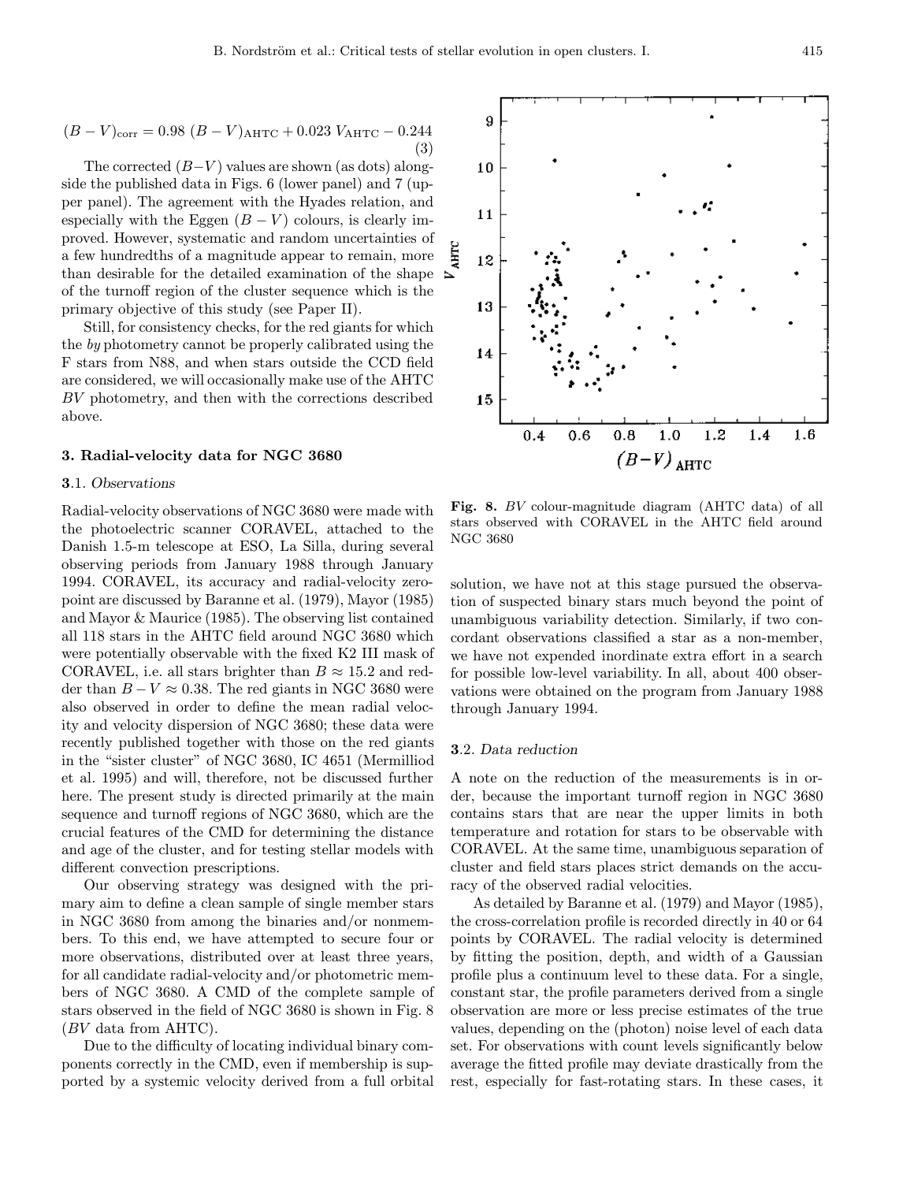$$(B-V)_{\rm corr} = 0.98\ (B-V)_{\rm AHTC} + 0.023\ V_{\rm AHTC} - 0.244 \quad (3)$$

The corrected $(B-V)$ values are shown (as dots) alongside the published data in Figs. 6 (lower panel) and 7 (upper panel). The agreement with the Hyades relation, and especially with the Eggen $(B-V)$ colours, is clearly improved. However, systematic and random uncertainties of a few hundredths of a magnitude appear to remain, more than desirable for the detailed examination of the shape of the turnoff region of the cluster sequence which is the primary objective of this study (see Paper II).

Still, for consistency checks, for the red giants for which the *by* photometry cannot be properly calibrated using the F stars from N88, and when stars outside the CCD field are considered, we will occasionally make use of the AHTC *BV* photometry, and then with the corrections described above.

## 3. Radial-velocity data for NGC 3680

### 3.1. *Observations*

Radial-velocity observations of NGC 3680 were made with the photoelectric scanner CORAVEL, attached to the Danish 1.5-m telescope at ESO, La Silla, during several observing periods from January 1988 through January 1994. CORAVEL, its accuracy and radial-velocity zero-point are discussed by Baranne et al. (1979), Mayor (1985) and Mayor & Maurice (1985). The observing list contained all 118 stars in the AHTC field around NGC 3680 which were potentially observable with the fixed K2 III mask of CORAVEL, i.e. all stars brighter than $B \approx 15.2$ and redder than $B-V \approx 0.38$. The red giants in NGC 3680 were also observed in order to define the mean radial velocity and velocity dispersion of NGC 3680; these data were recently published together with those on the red giants in the "sister cluster" of NGC 3680, IC 4651 (Mermilliod et al. 1995) and will, therefore, not be discussed further here. The present study is directed primarily at the main sequence and turnoff regions of NGC 3680, which are the crucial features of the CMD for determining the distance and age of the cluster, and for testing stellar models with different convection prescriptions.

Our observing strategy was designed with the primary aim to define a clean sample of single member stars in NGC 3680 from among the binaries and/or nonmembers. To this end, we have attempted to secure four or more observations, distributed over at least three years, for all candidate radial-velocity and/or photometric members of NGC 3680. A CMD of the complete sample of stars observed in the field of NGC 3680 is shown in Fig. 8 (*BV* data from AHTC).

Due to the difficulty of locating individual binary components correctly in the CMD, even if membership is supported by a systemic velocity derived from a full orbital solution, we have not at this stage pursued the observation of suspected binary stars much beyond the point of unambiguous variability detection. Similarly, if two concordant observations classified a star as a non-member, we have not expended inordinate extra effort in a search for possible low-level variability. In all, about 400 observations were obtained on the program from January 1988 through January 1994.

**Fig. 8.** *BV* colour-magnitude diagram (AHTC data) of all stars observed with CORAVEL in the AHTC field around NGC 3680

### 3.2. *Data reduction*

A note on the reduction of the measurements is in order, because the important turnoff region in NGC 3680 contains stars that are near the upper limits in both temperature and rotation for stars to be observable with CORAVEL. At the same time, unambiguous separation of cluster and field stars places strict demands on the accuracy of the observed radial velocities.

As detailed by Baranne et al. (1979) and Mayor (1985), the cross-correlation profile is recorded directly in 40 or 64 points by CORAVEL. The radial velocity is determined by fitting the position, depth, and width of a Gaussian profile plus a continuum level to these data. For a single, constant star, the profile parameters derived from a single observation are more or less precise estimates of the true values, depending on the (photon) noise level of each data set. For observations with count levels significantly below average the fitted profile may deviate drastically from the rest, especially for fast-rotating stars. In these cases, it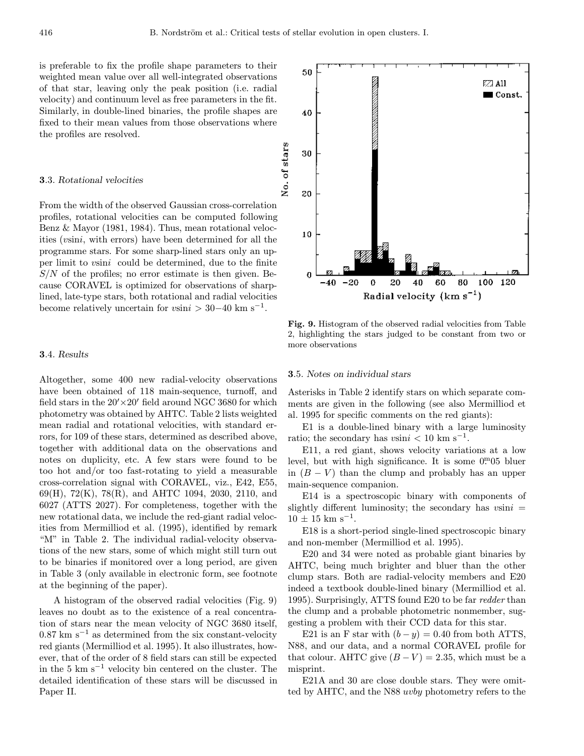is preferable to fix the profile shape parameters to their weighted mean value over all well-integrated observations of that star, leaving only the peak position (i.e. radial velocity) and continuum level as free parameters in the fit. Similarly, in double-lined binaries, the profile shapes are fixed to their mean values from those observations where the profiles are resolved.

### 3.3. *Rotational velocities*

From the width of the observed Gaussian cross-correlation profiles, rotational velocities can be computed following Benz & Mayor (1981, 1984). Thus, mean rotational velocities ($v\sin i$, with errors) have been determined for all the programme stars. For some sharp-lined stars only an upper limit to $v\sin i$ could be determined, due to the finite $S/N$ of the profiles; no error estimate is then given. Because CORAVEL is optimized for observations of sharp-lined, late-type stars, both rotational and radial velocities become relatively uncertain for $v\sin i > 30{-}40$ km s$^{-1}$.

### 3.4. *Results*

Altogether, some 400 new radial-velocity observations have been obtained of 118 main-sequence, turnoff, and field stars in the $20' \times 20'$ field around NGC 3680 for which photometry was obtained by AHTC. Table 2 lists weighted mean radial and rotational velocities, with standard errors, for 109 of these stars, determined as described above, together with additional data on the observations and notes on duplicity, etc. A few stars were found to be too hot and/or too fast-rotating to yield a measurable cross-correlation signal with CORAVEL, viz., E42, E55, 69(H), 72(K), 78(R), and AHTC 1094, 2030, 2110, and 6027 (ATTS 2027). For completeness, together with the new rotational data, we include the red-giant radial velocities from Mermilliod et al. (1995), identified by remark "M" in Table 2. The individual radial-velocity observations of the new stars, some of which might still turn out to be binaries if monitored over a long period, are given in Table 3 (only available in electronic form, see footnote at the beginning of the paper).

A histogram of the observed radial velocities (Fig. 9) leaves no doubt as to the existence of a real concentration of stars near the mean velocity of NGC 3680 itself, 0.87 km s$^{-1}$ as determined from the six constant-velocity red giants (Mermilliod et al. 1995). It also illustrates, however, that of the order of 8 field stars can still be expected in the 5 km s$^{-1}$ velocity bin centered on the cluster. The detailed identification of these stars will be discussed in Paper II.

**Fig. 9.** Histogram of the observed radial velocities from Table 2, highlighting the stars judged to be constant from two or more observations

### 3.5. *Notes on individual stars*

Asterisks in Table 2 identify stars on which separate comments are given in the following (see also Mermilliod et al. 1995 for specific comments on the red giants):

E1 is a double-lined binary with a large luminosity ratio; the secondary has $v\sin i < 10$ km s$^{-1}$.

E11, a red giant, shows velocity variations at a low level, but with high significance. It is some $0\overset{\text{m}}{.}05$ bluer in $(B-V)$ than the clump and probably has an upper main-sequence companion.

E14 is a spectroscopic binary with components of slightly different luminosity; the secondary has $v\sin i = 10 \pm 15$ km s$^{-1}$.

E18 is a short-period single-lined spectroscopic binary and non-member (Mermilliod et al. 1995).

E20 and 34 were noted as probable giant binaries by AHTC, being much brighter and bluer than the other clump stars. Both are radial-velocity members and E20 indeed a textbook double-lined binary (Mermilliod et al. 1995). Surprisingly, ATTS found E20 to be far *redder* than the clump and a probable photometric nonmember, suggesting a problem with their CCD data for this star.

E21 is an F star with $(b-y) = 0.40$ from both ATTS, N88, and our data, and a normal CORAVEL profile for that colour. AHTC give $(B-V) = 2.35$, which must be a misprint.

E21A and 30 are close double stars. They were omitted by AHTC, and the N88 *uvby* photometry refers to the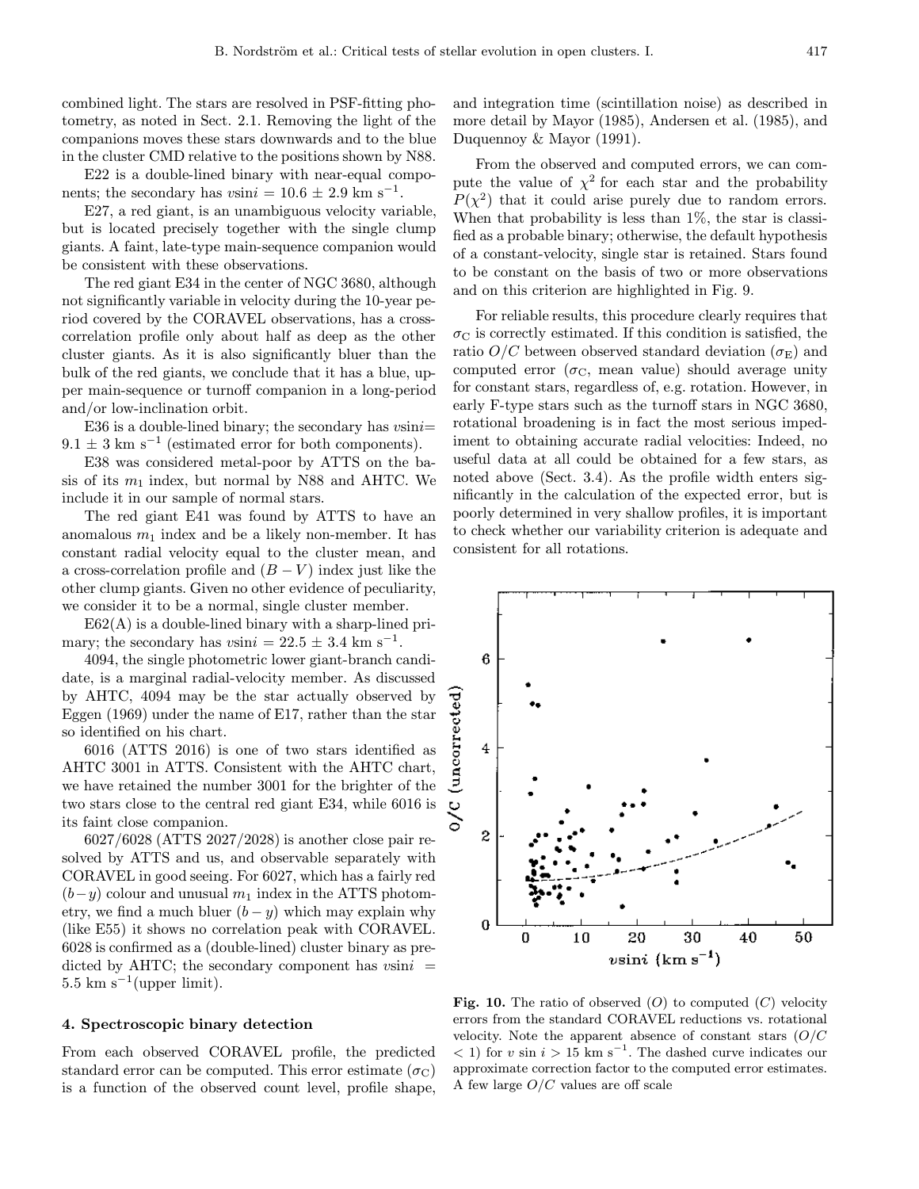combined light. The stars are resolved in PSF-fitting photometry, as noted in Sect. 2.1. Removing the light of the companions moves these stars downwards and to the blue in the cluster CMD relative to the positions shown by N88.

E22 is a double-lined binary with near-equal components; the secondary has $v\sin i = 10.6 \pm 2.9$ km s$^{-1}$.

E27, a red giant, is an unambiguous velocity variable, but is located precisely together with the single clump giants. A faint, late-type main-sequence companion would be consistent with these observations.

The red giant E34 in the center of NGC 3680, although not significantly variable in velocity during the 10-year period covered by the CORAVEL observations, has a cross-correlation profile only about half as deep as the other cluster giants. As it is also significantly bluer than the bulk of the red giants, we conclude that it has a blue, upper main-sequence or turnoff companion in a long-period and/or low-inclination orbit.

E36 is a double-lined binary; the secondary has $v\sin i = 9.1 \pm 3$ km s$^{-1}$ (estimated error for both components).

E38 was considered metal-poor by ATTS on the basis of its $m_1$ index, but normal by N88 and AHTC. We include it in our sample of normal stars.

The red giant E41 was found by ATTS to have an anomalous $m_1$ index and be a likely non-member. It has constant radial velocity equal to the cluster mean, and a cross-correlation profile and $(B-V)$ index just like the other clump giants. Given no other evidence of peculiarity, we consider it to be a normal, single cluster member.

E62(A) is a double-lined binary with a sharp-lined primary; the secondary has $v\sin i = 22.5 \pm 3.4$ km s$^{-1}$.

4094, the single photometric lower giant-branch candidate, is a marginal radial-velocity member. As discussed by AHTC, 4094 may be the star actually observed by Eggen (1969) under the name of E17, rather than the star so identified on his chart.

6016 (ATTS 2016) is one of two stars identified as AHTC 3001 in ATTS. Consistent with the AHTC chart, we have retained the number 3001 for the brighter of the two stars close to the central red giant E34, while 6016 is its faint close companion.

6027/6028 (ATTS 2027/2028) is another close pair resolved by ATTS and us, and observable separately with CORAVEL in good seeing. For 6027, which has a fairly red $(b-y)$ colour and unusual $m_1$ index in the ATTS photometry, we find a much bluer $(b-y)$ which may explain why (like E55) it shows no correlation peak with CORAVEL. 6028 is confirmed as a (double-lined) cluster binary as predicted by AHTC; the secondary component has $v\sin i = 5.5$ km s$^{-1}$(upper limit).

## 4. Spectroscopic binary detection

From each observed CORAVEL profile, the predicted standard error can be computed. This error estimate ($\sigma_{\rm C}$) is a function of the observed count level, profile shape, and integration time (scintillation noise) as described in more detail by Mayor (1985), Andersen et al. (1985), and Duquennoy & Mayor (1991).

From the observed and computed errors, we can compute the value of $\chi^2$ for each star and the probability $P(\chi^2)$ that it could arise purely due to random errors. When that probability is less than 1%, the star is classified as a probable binary; otherwise, the default hypothesis of a constant-velocity, single star is retained. Stars found to be constant on the basis of two or more observations and on this criterion are highlighted in Fig. 9.

For reliable results, this procedure clearly requires that $\sigma_{\rm C}$ is correctly estimated. If this condition is satisfied, the ratio $O/C$ between observed standard deviation ($\sigma_{\rm E}$) and computed error ($\sigma_{\rm C}$, mean value) should average unity for constant stars, regardless of, e.g. rotation. However, in early F-type stars such as the turnoff stars in NGC 3680, rotational broadening is in fact the most serious impediment to obtaining accurate radial velocities: Indeed, no useful data at all could be obtained for a few stars, as noted above (Sect. 3.4). As the profile width enters significantly in the calculation of the expected error, but is poorly determined in very shallow profiles, it is important to check whether our variability criterion is adequate and consistent for all rotations.

**Fig. 10.** The ratio of observed ($O$) to computed ($C$) velocity errors from the standard CORAVEL reductions vs. rotational velocity. Note the apparent absence of constant stars ($O/C < 1$) for $v\sin i > 15$ km s$^{-1}$. The dashed curve indicates our approximate correction factor to the computed error estimates. A few large $O/C$ values are off scale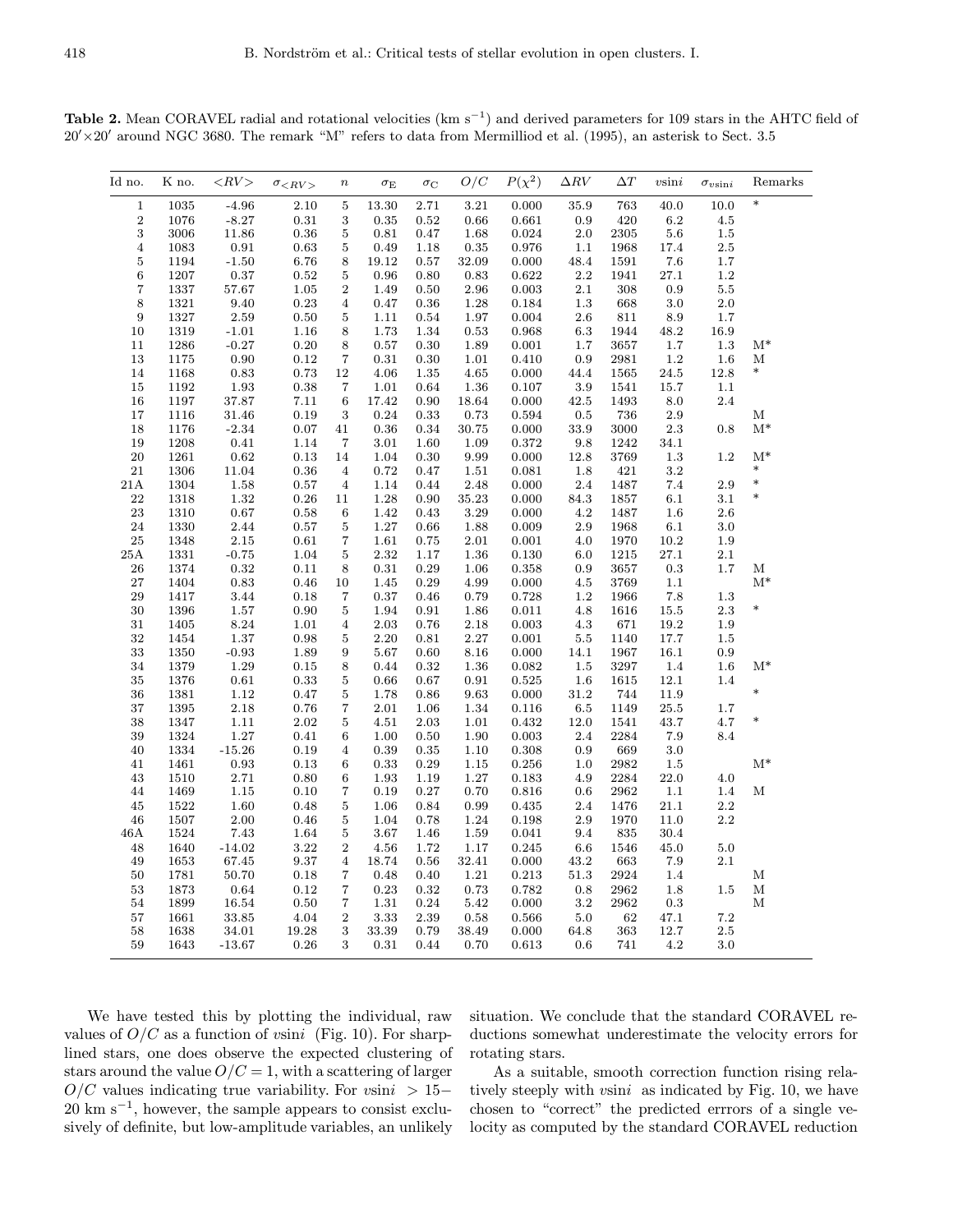**Table 2.** Mean CORAVEL radial and rotational velocities (km s$^{-1}$) and derived parameters for 109 stars in the AHTC field of $20' \times 20'$ around NGC 3680. The remark "M" refers to data from Mermilliod et al. (1995), an asterisk to Sect. 3.5

| Id no. | K no. | $<RV>$ | $\sigma_{<RV>}$ | $n$ | $\sigma_E$ | $\sigma_C$ | $O/C$ | $P(\chi^2)$ | $\Delta RV$ | $\Delta T$ | $v\sin i$ | $\sigma_{v\sin i}$ | Remarks |
|---|---|---|---|---|---|---|---|---|---|---|---|---|---|
| 1 | 1035 | -4.96 | 2.10 | 5 | 13.30 | 2.71 | 3.21 | 0.000 | 35.9 | 763 | 40.0 | 10.0 | * |
| 2 | 1076 | -8.27 | 0.31 | 3 | 0.35 | 0.52 | 0.66 | 0.661 | 0.9 | 420 | 6.2 | 4.5 | |
| 3 | 3006 | 11.86 | 0.36 | 5 | 0.81 | 0.47 | 1.68 | 0.024 | 2.0 | 2305 | 5.6 | 1.5 | |
| 4 | 1083 | 0.91 | 0.63 | 5 | 0.49 | 1.18 | 0.35 | 0.976 | 1.1 | 1968 | 17.4 | 2.5 | |
| 5 | 1194 | -1.50 | 6.76 | 8 | 19.12 | 0.57 | 32.09 | 0.000 | 48.4 | 1591 | 7.6 | 1.7 | |
| 6 | 1207 | 0.37 | 0.52 | 5 | 0.96 | 0.80 | 0.83 | 0.622 | 2.2 | 1941 | 27.1 | 1.2 | |
| 7 | 1337 | 57.67 | 1.05 | 2 | 1.49 | 0.50 | 2.96 | 0.003 | 2.1 | 308 | 0.9 | 5.5 | |
| 8 | 1321 | 9.40 | 0.23 | 4 | 0.47 | 0.36 | 1.28 | 0.184 | 1.3 | 668 | 3.0 | 2.0 | |
| 9 | 1327 | 2.59 | 0.50 | 5 | 1.11 | 0.54 | 1.97 | 0.004 | 2.6 | 811 | 8.9 | 1.7 | |
| 10 | 1319 | -1.01 | 1.16 | 8 | 1.73 | 1.34 | 0.53 | 0.968 | 6.3 | 1944 | 48.2 | 16.9 | |
| 11 | 1286 | -0.27 | 0.20 | 8 | 0.57 | 0.30 | 1.89 | 0.001 | 1.7 | 3657 | 1.7 | 1.3 | M* |
| 13 | 1175 | 0.90 | 0.12 | 7 | 0.31 | 0.30 | 1.01 | 0.410 | 0.9 | 2981 | 1.2 | 1.6 | M |
| 14 | 1168 | 0.83 | 0.73 | 12 | 4.06 | 1.35 | 4.65 | 0.000 | 44.4 | 1565 | 24.5 | 12.8 | * |
| 15 | 1192 | 1.93 | 0.38 | 7 | 1.01 | 0.64 | 1.36 | 0.107 | 3.9 | 1541 | 15.7 | 1.1 | |
| 16 | 1197 | 37.87 | 7.11 | 6 | 17.42 | 0.90 | 18.64 | 0.000 | 42.5 | 1493 | 8.0 | 2.4 | |
| 17 | 1116 | 31.46 | 0.19 | 3 | 0.24 | 0.33 | 0.73 | 0.594 | 0.5 | 736 | 2.9 | | M |
| 18 | 1176 | -2.34 | 0.07 | 41 | 0.36 | 0.34 | 30.75 | 0.000 | 33.9 | 3000 | 2.3 | 0.8 | M* |
| 19 | 1208 | 0.41 | 1.14 | 7 | 3.01 | 1.60 | 1.09 | 0.372 | 9.8 | 1242 | 34.1 | | |
| 20 | 1261 | 0.62 | 0.13 | 14 | 1.04 | 0.30 | 9.99 | 0.000 | 12.8 | 3769 | 1.3 | 1.2 | M* |
| 21 | 1306 | 11.04 | 0.36 | 4 | 0.72 | 0.47 | 1.51 | 0.081 | 1.8 | 421 | 3.2 | | * |
| 21A | 1304 | 1.58 | 0.57 | 4 | 1.14 | 0.44 | 2.48 | 0.000 | 2.4 | 1487 | 7.4 | 2.9 | * |
| 22 | 1318 | 1.32 | 0.26 | 11 | 1.28 | 0.90 | 35.23 | 0.000 | 84.3 | 1857 | 6.1 | 3.1 | * |
| 23 | 1310 | 0.67 | 0.58 | 6 | 1.42 | 0.43 | 3.29 | 0.000 | 4.2 | 1487 | 1.6 | 2.6 | |
| 24 | 1330 | 2.44 | 0.57 | 5 | 1.27 | 0.66 | 1.88 | 0.009 | 2.9 | 1968 | 6.1 | 3.0 | |
| 25 | 1348 | 2.15 | 0.61 | 7 | 1.61 | 0.75 | 2.01 | 0.001 | 4.0 | 1970 | 10.2 | 1.9 | |
| 25A | 1331 | -0.75 | 1.04 | 5 | 2.32 | 1.17 | 1.36 | 0.130 | 6.0 | 1215 | 27.1 | 2.1 | |
| 26 | 1374 | 0.32 | 0.11 | 8 | 0.31 | 0.29 | 1.06 | 0.358 | 0.9 | 3657 | 0.3 | 1.7 | M |
| 27 | 1404 | 0.83 | 0.46 | 10 | 1.45 | 0.29 | 4.99 | 0.000 | 4.5 | 3769 | 1.1 | | M* |
| 29 | 1417 | 3.44 | 0.18 | 7 | 0.37 | 0.46 | 0.79 | 0.728 | 1.2 | 1966 | 7.8 | 1.3 | |
| 30 | 1396 | 1.57 | 0.90 | 5 | 1.94 | 0.91 | 1.86 | 0.011 | 4.8 | 1616 | 15.5 | 2.3 | * |
| 31 | 1405 | 8.24 | 1.01 | 4 | 2.03 | 0.76 | 2.18 | 0.003 | 4.3 | 671 | 19.2 | 1.9 | |
| 32 | 1454 | 1.37 | 0.98 | 5 | 2.20 | 0.81 | 2.27 | 0.001 | 5.5 | 1140 | 17.7 | 1.5 | |
| 33 | 1350 | -0.93 | 1.89 | 9 | 5.67 | 0.60 | 8.16 | 0.000 | 14.1 | 1967 | 16.1 | 0.9 | |
| 34 | 1379 | 1.29 | 0.15 | 8 | 0.44 | 0.32 | 1.36 | 0.082 | 1.5 | 3297 | 1.4 | 1.6 | M* |
| 35 | 1376 | 0.61 | 0.33 | 5 | 0.66 | 0.67 | 0.91 | 0.525 | 1.6 | 1615 | 12.1 | 1.4 | |
| 36 | 1381 | 1.12 | 0.47 | 5 | 1.78 | 0.86 | 9.63 | 0.000 | 31.2 | 744 | 11.9 | | * |
| 37 | 1395 | 2.18 | 0.76 | 7 | 2.01 | 1.06 | 1.34 | 0.116 | 6.5 | 1149 | 25.5 | 1.7 | |
| 38 | 1347 | 1.11 | 2.02 | 5 | 4.51 | 2.03 | 1.01 | 0.432 | 12.0 | 1541 | 43.7 | 4.7 | * |
| 39 | 1324 | 1.27 | 0.41 | 6 | 1.00 | 0.50 | 1.90 | 0.003 | 2.4 | 2284 | 7.9 | 8.4 | |
| 40 | 1334 | -15.26 | 0.19 | 4 | 0.39 | 0.35 | 1.10 | 0.308 | 0.9 | 669 | 3.0 | | |
| 41 | 1461 | 0.93 | 0.13 | 6 | 0.33 | 0.29 | 1.15 | 0.256 | 1.0 | 2982 | 1.5 | | M* |
| 43 | 1510 | 2.71 | 0.80 | 6 | 1.93 | 1.19 | 1.27 | 0.183 | 4.9 | 2284 | 22.0 | 4.0 | |
| 44 | 1469 | 1.15 | 0.10 | 7 | 0.19 | 0.27 | 0.70 | 0.816 | 0.6 | 2962 | 1.1 | 1.4 | M |
| 45 | 1522 | 1.60 | 0.48 | 5 | 1.06 | 0.84 | 0.99 | 0.435 | 2.4 | 1476 | 21.1 | 2.2 | |
| 46 | 1507 | 2.00 | 0.46 | 5 | 1.04 | 0.78 | 1.24 | 0.198 | 2.9 | 1970 | 11.0 | 2.2 | |
| 46A | 1524 | 7.43 | 1.64 | 5 | 3.67 | 1.46 | 1.59 | 0.041 | 9.4 | 835 | 30.4 | | |
| 48 | 1640 | -14.02 | 3.22 | 2 | 4.56 | 1.72 | 1.17 | 0.245 | 6.6 | 1546 | 45.0 | 5.0 | |
| 49 | 1653 | 67.45 | 9.37 | 4 | 18.74 | 0.56 | 32.41 | 0.000 | 43.2 | 663 | 7.9 | 2.1 | |
| 50 | 1781 | 50.70 | 0.18 | 7 | 0.48 | 0.40 | 1.21 | 0.213 | 51.3 | 2924 | 1.4 | | M |
| 53 | 1873 | 0.64 | 0.12 | 7 | 0.23 | 0.32 | 0.73 | 0.782 | 0.8 | 2962 | 1.8 | 1.5 | M |
| 54 | 1899 | 16.54 | 0.50 | 7 | 1.31 | 0.24 | 5.42 | 0.000 | 3.2 | 2962 | 0.3 | | M |
| 57 | 1661 | 33.85 | 4.04 | 2 | 3.33 | 2.39 | 0.58 | 0.566 | 5.0 | 62 | 47.1 | 7.2 | |
| 58 | 1638 | 34.01 | 19.28 | 3 | 33.39 | 0.79 | 38.49 | 0.000 | 64.8 | 363 | 12.7 | 2.5 | |
| 59 | 1643 | -13.67 | 0.26 | 3 | 0.31 | 0.44 | 0.70 | 0.613 | 0.6 | 741 | 4.2 | 3.0 | |

We have tested this by plotting the individual, raw values of $O/C$ as a function of $v\sin i$ (Fig. 10). For sharp-lined stars, one does observe the expected clustering of stars around the value $O/C = 1$, with a scattering of larger $O/C$ values indicating true variability. For $v\sin i > 15$–$20$ km s$^{-1}$, however, the sample appears to consist exclusively of definite, but low-amplitude variables, an unlikely situation. We conclude that the standard CORAVEL reductions somewhat underestimate the velocity errors for rotating stars.

As a suitable, smooth correction function rising relatively steeply with $v\sin i$ as indicated by Fig. 10, we have chosen to "correct" the predicted errrors of a single velocity as computed by the standard CORAVEL reduction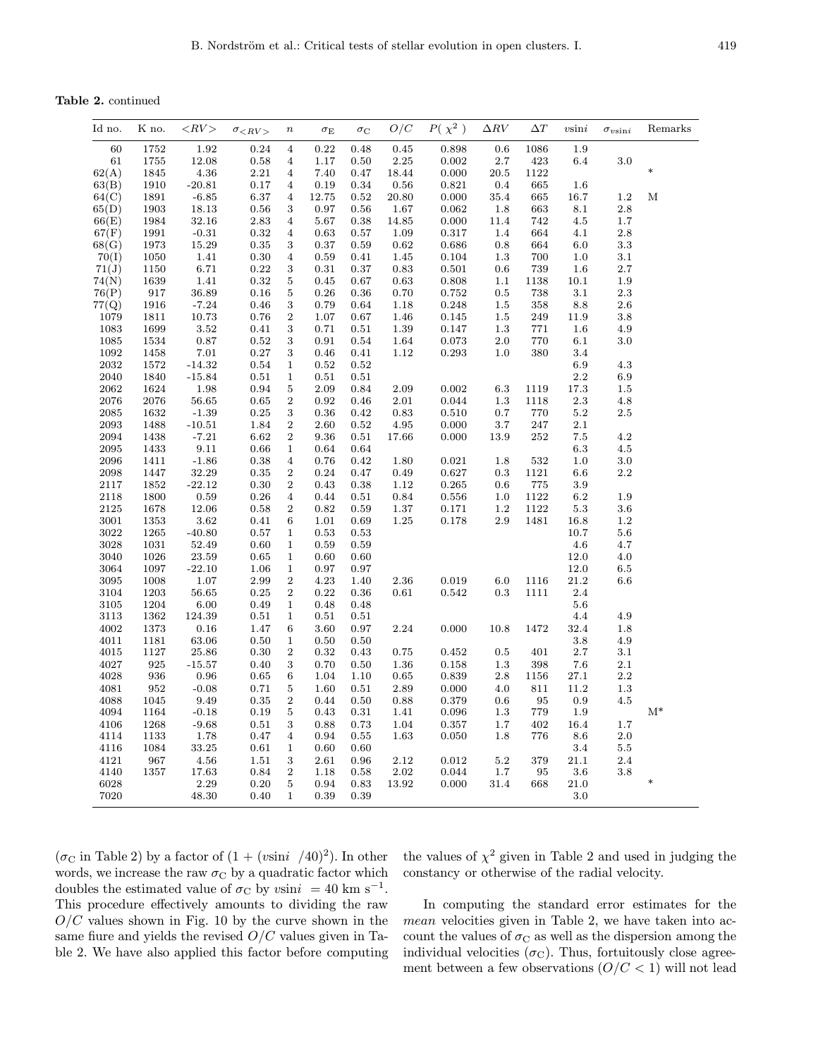**Table 2.** continued

| Id no. | K no. | $<RV>$ | $\sigma_{<RV>}$ | $n$ | $\sigma_E$ | $\sigma_C$ | $O/C$ | $P(\chi^2)$ | $\Delta RV$ | $\Delta T$ | $v\sin i$ | $\sigma_{v\sin i}$ | Remarks |
|---|---|---|---|---|---|---|---|---|---|---|---|---|---|
| 60 | 1752 | 1.92 | 0.24 | 4 | 0.22 | 0.48 | 0.45 | 0.898 | 0.6 | 1086 | 1.9 | | |
| 61 | 1755 | 12.08 | 0.58 | 4 | 1.17 | 0.50 | 2.25 | 0.002 | 2.7 | 423 | 6.4 | 3.0 | |
| 62(A) | 1845 | 4.36 | 2.21 | 4 | 7.40 | 0.47 | 18.44 | 0.000 | 20.5 | 1122 | | | * |
| 63(B) | 1910 | -20.81 | 0.17 | 4 | 0.19 | 0.34 | 0.56 | 0.821 | 0.4 | 665 | 1.6 | | |
| 64(C) | 1891 | -6.85 | 6.37 | 4 | 12.75 | 0.52 | 20.80 | 0.000 | 35.4 | 665 | 16.7 | 1.2 | M |
| 65(D) | 1903 | 18.13 | 0.56 | 3 | 0.97 | 0.56 | 1.67 | 0.062 | 1.8 | 663 | 8.1 | 2.8 | |
| 66(E) | 1984 | 32.16 | 2.83 | 4 | 5.67 | 0.38 | 14.85 | 0.000 | 11.4 | 742 | 4.5 | 1.7 | |
| 67(F) | 1991 | -0.31 | 0.32 | 4 | 0.63 | 0.57 | 1.09 | 0.317 | 1.4 | 664 | 4.1 | 2.8 | |
| 68(G) | 1973 | 15.29 | 0.35 | 3 | 0.37 | 0.59 | 0.62 | 0.686 | 0.8 | 664 | 6.0 | 3.3 | |
| 70(I) | 1050 | 1.41 | 0.30 | 4 | 0.59 | 0.41 | 1.45 | 0.104 | 1.3 | 700 | 1.0 | 3.1 | |
| 71(J) | 1150 | 6.71 | 0.22 | 3 | 0.31 | 0.37 | 0.83 | 0.501 | 0.6 | 739 | 1.6 | 2.7 | |
| 74(N) | 1639 | 1.41 | 0.32 | 5 | 0.45 | 0.67 | 0.63 | 0.808 | 1.1 | 1138 | 10.1 | 1.9 | |
| 76(P) | 917 | 36.89 | 0.16 | 5 | 0.26 | 0.36 | 0.70 | 0.752 | 0.5 | 738 | 3.1 | 2.3 | |
| 77(Q) | 1916 | -7.24 | 0.46 | 3 | 0.79 | 0.64 | 1.18 | 0.248 | 1.5 | 358 | 8.8 | 2.6 | |
| 1079 | 1811 | 10.73 | 0.76 | 2 | 1.07 | 0.67 | 1.46 | 0.145 | 1.5 | 249 | 11.9 | 3.8 | |
| 1083 | 1699 | 3.52 | 0.41 | 3 | 0.71 | 0.51 | 1.39 | 0.147 | 1.3 | 771 | 1.6 | 4.9 | |
| 1085 | 1534 | 0.87 | 0.52 | 3 | 0.91 | 0.54 | 1.64 | 0.073 | 2.0 | 770 | 6.1 | 3.0 | |
| 1092 | 1458 | 7.01 | 0.27 | 3 | 0.46 | 0.41 | 1.12 | 0.293 | 1.0 | 380 | 3.4 | | |
| 2032 | 1572 | -14.32 | 0.54 | 1 | 0.52 | 0.52 | | | | | 6.9 | 4.3 | |
| 2040 | 1840 | -15.84 | 0.51 | 1 | 0.51 | 0.51 | | | | | 2.2 | 6.9 | |
| 2062 | 1624 | 1.98 | 0.94 | 5 | 2.09 | 0.84 | 2.09 | 0.002 | 6.3 | 1119 | 17.3 | 1.5 | |
| 2076 | 2076 | 56.65 | 0.65 | 2 | 0.92 | 0.46 | 2.01 | 0.044 | 1.3 | 1118 | 2.3 | 4.8 | |
| 2085 | 1632 | -1.39 | 0.25 | 3 | 0.36 | 0.42 | 0.83 | 0.510 | 0.7 | 770 | 5.2 | 2.5 | |
| 2093 | 1488 | -10.51 | 1.84 | 2 | 2.60 | 0.52 | 4.95 | 0.000 | 3.7 | 247 | 2.1 | | |
| 2094 | 1438 | -7.21 | 6.62 | 2 | 9.36 | 0.51 | 17.66 | 0.000 | 13.9 | 252 | 7.5 | 4.2 | |
| 2095 | 1433 | 9.11 | 0.66 | 1 | 0.64 | 0.64 | | | | | 6.3 | 4.5 | |
| 2096 | 1411 | -1.86 | 0.38 | 4 | 0.76 | 0.42 | 1.80 | 0.021 | 1.8 | 532 | 1.0 | 3.0 | |
| 2098 | 1447 | 32.29 | 0.35 | 2 | 0.24 | 0.47 | 0.49 | 0.627 | 0.3 | 1121 | 6.6 | 2.2 | |
| 2117 | 1852 | -22.12 | 0.30 | 2 | 0.43 | 0.38 | 1.12 | 0.265 | 0.6 | 775 | 3.9 | | |
| 2118 | 1800 | 0.59 | 0.26 | 4 | 0.44 | 0.51 | 0.84 | 0.556 | 1.0 | 1122 | 6.2 | 1.9 | |
| 2125 | 1678 | 12.06 | 0.58 | 2 | 0.82 | 0.59 | 1.37 | 0.171 | 1.2 | 1122 | 5.3 | 3.6 | |
| 3001 | 1353 | 3.62 | 0.41 | 6 | 1.01 | 0.69 | 1.25 | 0.178 | 2.9 | 1481 | 16.8 | 1.2 | |
| 3022 | 1265 | -40.80 | 0.57 | 1 | 0.53 | 0.53 | | | | | 10.7 | 5.6 | |
| 3028 | 1031 | 52.49 | 0.60 | 1 | 0.59 | 0.59 | | | | | 4.6 | 4.7 | |
| 3040 | 1026 | 23.59 | 0.65 | 1 | 0.60 | 0.60 | | | | | 12.0 | 4.0 | |
| 3064 | 1097 | -22.10 | 1.06 | 1 | 0.97 | 0.97 | | | | | 12.0 | 6.5 | |
| 3095 | 1008 | 1.07 | 2.99 | 2 | 4.23 | 1.40 | 2.36 | 0.019 | 6.0 | 1116 | 21.2 | 6.6 | |
| 3104 | 1203 | 56.65 | 0.25 | 2 | 0.22 | 0.36 | 0.61 | 0.542 | 0.3 | 1111 | 2.4 | | |
| 3105 | 1204 | 6.00 | 0.49 | 1 | 0.48 | 0.48 | | | | | 5.6 | | |
| 3113 | 1362 | 124.39 | 0.51 | 1 | 0.51 | 0.51 | | | | | 4.4 | 4.9 | |
| 4002 | 1373 | 0.16 | 1.47 | 6 | 3.60 | 0.97 | 2.24 | 0.000 | 10.8 | 1472 | 32.4 | 1.8 | |
| 4011 | 1181 | 63.06 | 0.50 | 1 | 0.50 | 0.50 | | | | | 3.8 | 4.9 | |
| 4015 | 1127 | 25.86 | 0.30 | 2 | 0.32 | 0.43 | 0.75 | 0.452 | 0.5 | 401 | 2.7 | 3.1 | |
| 4027 | 925 | -15.57 | 0.40 | 3 | 0.70 | 0.50 | 1.36 | 0.158 | 1.3 | 398 | 7.6 | 2.1 | |
| 4028 | 936 | 0.96 | 0.65 | 6 | 1.04 | 1.10 | 0.65 | 0.839 | 2.8 | 1156 | 27.1 | 2.2 | |
| 4081 | 952 | -0.08 | 0.71 | 5 | 1.60 | 0.51 | 2.89 | 0.000 | 4.0 | 811 | 11.2 | 1.3 | |
| 4088 | 1045 | 9.49 | 0.35 | 2 | 0.44 | 0.50 | 0.88 | 0.379 | 0.6 | 95 | 0.9 | 4.5 | |
| 4094 | 1164 | -0.18 | 0.19 | 5 | 0.43 | 0.31 | 1.41 | 0.096 | 1.3 | 779 | 1.9 | | M* |
| 4106 | 1268 | -9.68 | 0.51 | 3 | 0.88 | 0.73 | 1.04 | 0.357 | 1.7 | 402 | 16.4 | 1.7 | |
| 4114 | 1133 | 1.78 | 0.47 | 4 | 0.94 | 0.55 | 1.63 | 0.050 | 1.8 | 776 | 8.6 | 2.0 | |
| 4116 | 1084 | 33.25 | 0.61 | 1 | 0.60 | 0.60 | | | | | 3.4 | 5.5 | |
| 4121 | 967 | 4.56 | 1.51 | 3 | 2.61 | 0.96 | 2.12 | 0.012 | 5.2 | 379 | 21.1 | 2.4 | |
| 4140 | 1357 | 17.63 | 0.84 | 2 | 1.18 | 0.58 | 2.02 | 0.044 | 1.7 | 95 | 3.6 | 3.8 | |
| 6028 | | 2.29 | 0.20 | 5 | 0.94 | 0.83 | 13.92 | 0.000 | 31.4 | 668 | 21.0 | | * |
| 7020 | | 48.30 | 0.40 | 1 | 0.39 | 0.39 | | | | | 3.0 | | |

($\sigma_C$ in Table 2) by a factor of $(1 + (v\sin i\ /40)^2)$. In other words, we increase the raw $\sigma_C$ by a quadratic factor which doubles the estimated value of $\sigma_C$ by $v\sin i\ = 40$ km s$^{-1}$. This procedure effectively amounts to dividing the raw $O/C$ values shown in Fig. 10 by the curve shown in the same fiure and yields the revised $O/C$ values given in Table 2. We have also applied this factor before computing the values of $\chi^2$ given in Table 2 and used in judging the constancy or otherwise of the radial velocity.

In computing the standard error estimates for the *mean* velocities given in Table 2, we have taken into account the values of $\sigma_C$ as well as the dispersion among the individual velocities ($\sigma_C$). Thus, fortuitously close agreement between a few observations ($O/C < 1$) will not lead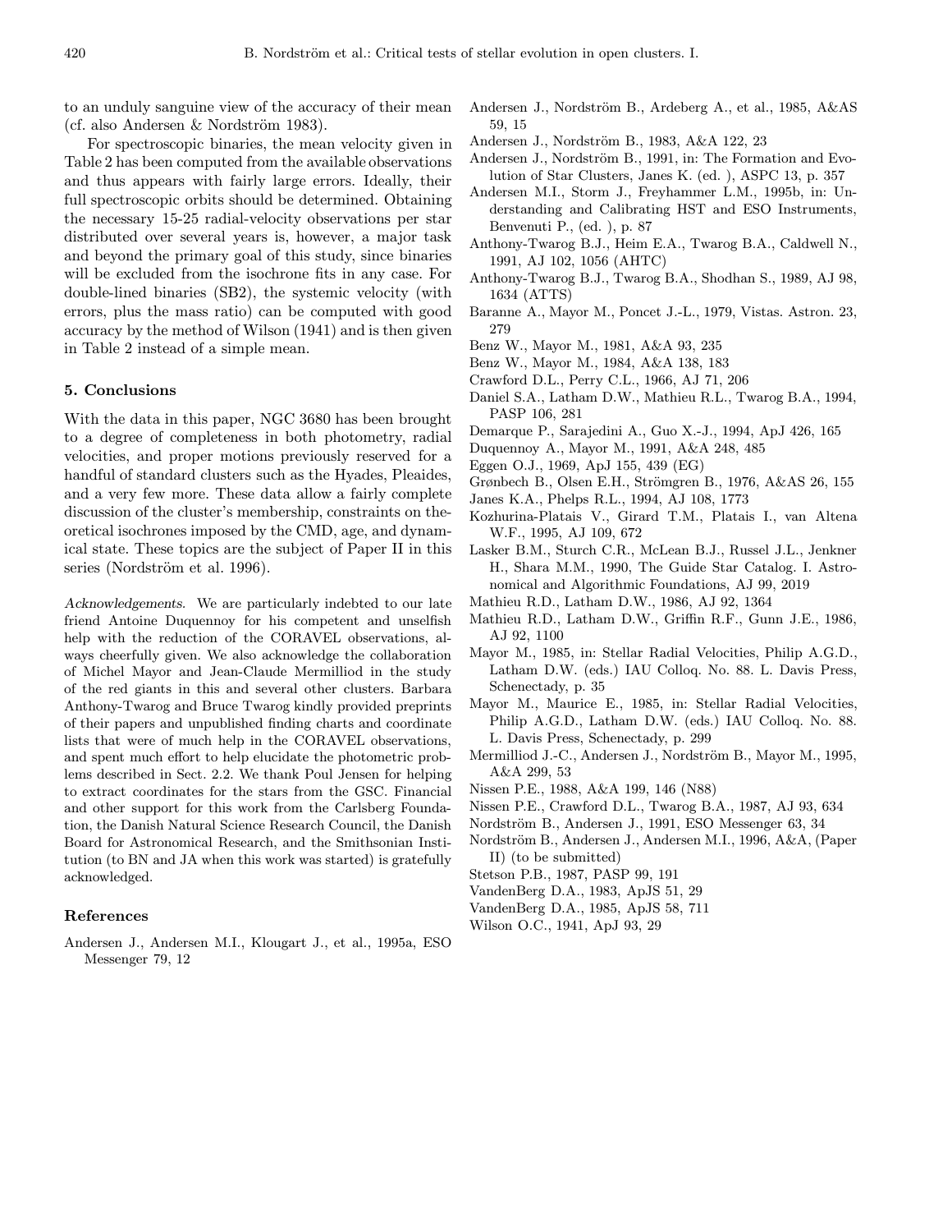to an unduly sanguine view of the accuracy of their mean (cf. also Andersen & Nordström 1983).

For spectroscopic binaries, the mean velocity given in Table 2 has been computed from the available observations and thus appears with fairly large errors. Ideally, their full spectroscopic orbits should be determined. Obtaining the necessary 15-25 radial-velocity observations per star distributed over several years is, however, a major task and beyond the primary goal of this study, since binaries will be excluded from the isochrone fits in any case. For double-lined binaries (SB2), the systemic velocity (with errors, plus the mass ratio) can be computed with good accuracy by the method of Wilson (1941) and is then given in Table 2 instead of a simple mean.

## 5. Conclusions

With the data in this paper, NGC 3680 has been brought to a degree of completeness in both photometry, radial velocities, and proper motions previously reserved for a handful of standard clusters such as the Hyades, Pleiades, and a very few more. These data allow a fairly complete discussion of the cluster's membership, constraints on theoretical isochrones imposed by the CMD, age, and dynamical state. These topics are the subject of Paper II in this series (Nordström et al. 1996).

*Acknowledgements.* We are particularly indebted to our late friend Antoine Duquennoy for his competent and unselfish help with the reduction of the CORAVEL observations, always cheerfully given. We also acknowledge the collaboration of Michel Mayor and Jean-Claude Mermilliod in the study of the red giants in this and several other clusters. Barbara Anthony-Twarog and Bruce Twarog kindly provided preprints of their papers and unpublished finding charts and coordinate lists that were of much help in the CORAVEL observations, and spent much effort to help elucidate the photometric problems described in Sect. 2.2. We thank Poul Jensen for helping to extract coordinates for the stars from the GSC. Financial and other support for this work from the Carlsberg Foundation, the Danish Natural Science Research Council, the Danish Board for Astronomical Research, and the Smithsonian Institution (to BN and JA when this work was started) is gratefully acknowledged.

## References

Andersen J., Andersen M.I., Klougart J., et al., 1995a, ESO Messenger 79, 12

Andersen J., Nordström B., Ardeberg A., et al., 1985, A&AS 59, 15

Andersen J., Nordström B., 1983, A&A 122, 23

Andersen J., Nordström B., 1991, in: The Formation and Evolution of Star Clusters, Janes K. (ed. ), ASPC 13, p. 357

Andersen M.I., Storm J., Freyhammer L.M., 1995b, in: Understanding and Calibrating HST and ESO Instruments, Benvenuti P., (ed. ), p. 87

Anthony-Twarog B.J., Heim E.A., Twarog B.A., Caldwell N., 1991, AJ 102, 1056 (AHTC)

Anthony-Twarog B.J., Twarog B.A., Shodhan S., 1989, AJ 98, 1634 (ATTS)

Baranne A., Mayor M., Poncet J.-L., 1979, Vistas. Astron. 23, 279

Benz W., Mayor M., 1981, A&A 93, 235

Benz W., Mayor M., 1984, A&A 138, 183

Crawford D.L., Perry C.L., 1966, AJ 71, 206

Daniel S.A., Latham D.W., Mathieu R.L., Twarog B.A., 1994, PASP 106, 281

Demarque P., Sarajedini A., Guo X.-J., 1994, ApJ 426, 165

Duquennoy A., Mayor M., 1991, A&A 248, 485

Eggen O.J., 1969, ApJ 155, 439 (EG)

Grønbech B., Olsen E.H., Strömgren B., 1976, A&AS 26, 155

Janes K.A., Phelps R.L., 1994, AJ 108, 1773

Kozhurina-Platais V., Girard T.M., Platais I., van Altena W.F., 1995, AJ 109, 672

Lasker B.M., Sturch C.R., McLean B.J., Russel J.L., Jenkner H., Shara M.M., 1990, The Guide Star Catalog. I. Astronomical and Algorithmic Foundations, AJ 99, 2019

Mathieu R.D., Latham D.W., 1986, AJ 92, 1364

Mathieu R.D., Latham D.W., Griffin R.F., Gunn J.E., 1986, AJ 92, 1100

Mayor M., 1985, in: Stellar Radial Velocities, Philip A.G.D., Latham D.W. (eds.) IAU Colloq. No. 88. L. Davis Press, Schenectady, p. 35

Mayor M., Maurice E., 1985, in: Stellar Radial Velocities, Philip A.G.D., Latham D.W. (eds.) IAU Colloq. No. 88. L. Davis Press, Schenectady, p. 299

Mermilliod J.-C., Andersen J., Nordström B., Mayor M., 1995, A&A 299, 53

Nissen P.E., 1988, A&A 199, 146 (N88)

Nissen P.E., Crawford D.L., Twarog B.A., 1987, AJ 93, 634

Nordström B., Andersen J., 1991, ESO Messenger 63, 34

Nordström B., Andersen J., Andersen M.I., 1996, A&A, (Paper II) (to be submitted)

Stetson P.B., 1987, PASP 99, 191

VandenBerg D.A., 1983, ApJS 51, 29

VandenBerg D.A., 1985, ApJS 58, 711

Wilson O.C., 1941, ApJ 93, 29